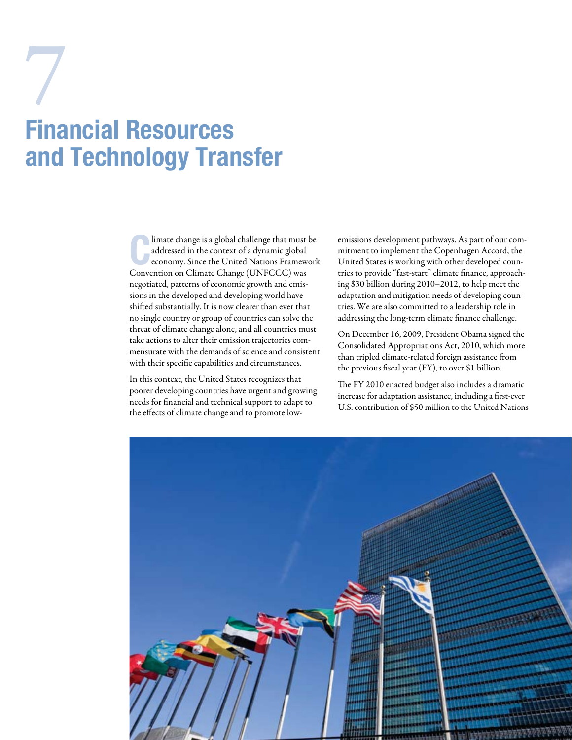# 7 Financial Resources and Technology Transfer

Climate change is a global challenge that must be addressed in the context of a dynamic global economy. Since the United Nations Framework Convention on Climate Change (UNFCCC) was negotiated, patterns of economic growth and emissions in the developed and developing world have shifted substantially. It is now clearer than ever that no single country or group of countries can solve the threat of climate change alone, and all countries must take actions to alter their emission trajectories commensurate with the demands of science and consistent with their specific capabilities and circumstances.

In this context, the United States recognizes that poorer developing countries have urgent and growing needs for financial and technical support to adapt to the effects of climate change and to promote low-emissions development pathways. As part of our commitment to implement the Copenhagen Accord, the United States is working with other developed countries to provide "fast-start" climate finance, approaching $30 billion during 2010–2012, to help meet the adaptation and mitigation needs of developing countries. We are also committed to a leadership role in addressing the long-term climate finance challenge.

On December 16, 2009, President Obama signed the Consolidated Appropriations Act, 2010, which more than tripled climate-related foreign assistance from the previous fiscal year (FY), to over $1 billion.

The FY 2010 enacted budget also includes a dramatic increase for adaptation assistance, including a first-ever U.S. contribution of $50 million to the United Nations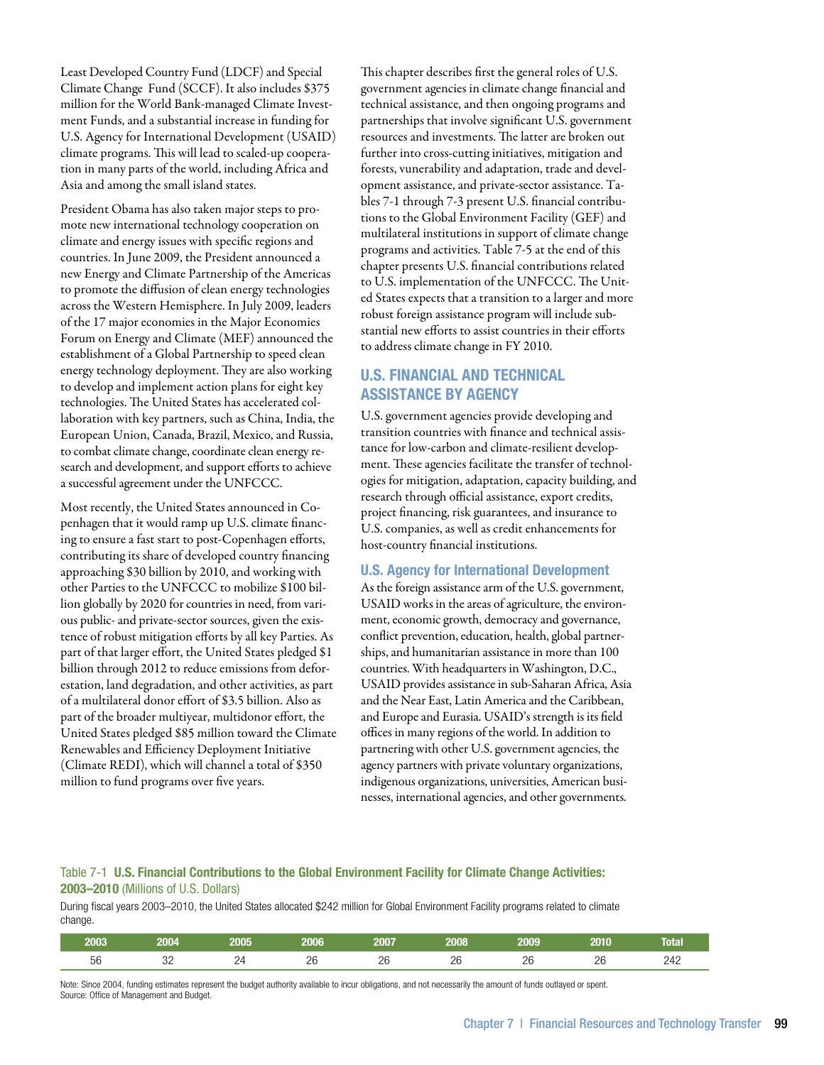Least Developed Country Fund (LDCF) and Special Climate Change Fund (SCCF). It also includes $375 million for the World Bank-managed Climate Investment Funds, and a substantial increase in funding for U.S. Agency for International Development (USAID) climate programs. This will lead to scaled-up cooperation in many parts of the world, including Africa and Asia and among the small island states.

President Obama has also taken major steps to promote new international technology cooperation on climate and energy issues with specific regions and countries. In June 2009, the President announced a new Energy and Climate Partnership of the Americas to promote the diffusion of clean energy technologies across the Western Hemisphere. In July 2009, leaders of the 17 major economies in the Major Economies Forum on Energy and Climate (MEF) announced the establishment of a Global Partnership to speed clean energy technology deployment. They are also working to develop and implement action plans for eight key technologies. The United States has accelerated collaboration with key partners, such as China, India, the European Union, Canada, Brazil, Mexico, and Russia, to combat climate change, coordinate clean energy research and development, and support efforts to achieve a successful agreement under the UNFCCC.

Most recently, the United States announced in Copenhagen that it would ramp up U.S. climate financing to ensure a fast start to post-Copenhagen efforts, contributing its share of developed country financing approaching $30 billion by 2010, and working with other Parties to the UNFCCC to mobilize $100 billion globally by 2020 for countries in need, from various public- and private-sector sources, given the existence of robust mitigation efforts by all key Parties. As part of that larger effort, the United States pledged $1 billion through 2012 to reduce emissions from deforestation, land degradation, and other activities, as part of a multilateral donor effort of $3.5 billion. Also as part of the broader multiyear, multidonor effort, the United States pledged $85 million toward the Climate Renewables and Efficiency Deployment Initiative (Climate REDI), which will channel a total of $350 million to fund programs over five years.

This chapter describes first the general roles of U.S. government agencies in climate change financial and technical assistance, and then ongoing programs and partnerships that involve significant U.S. government resources and investments. The latter are broken out further into cross-cutting initiatives, mitigation and forests, vulnerability and adaptation, trade and development assistance, and private-sector assistance. Tables 7-1 through 7-3 present U.S. financial contributions to the Global Environment Facility (GEF) and multilateral institutions in support of climate change programs and activities. Table 7-5 at the end of this chapter presents U.S. financial contributions related to U.S. implementation of the UNFCCC. The United States expects that a transition to a larger and more robust foreign assistance program will include substantial new efforts to assist countries in their efforts to address climate change in FY 2010.

## U.S. FINANCIAL AND TECHNICAL ASSISTANCE BY AGENCY

U.S. government agencies provide developing and transition countries with finance and technical assistance for low-carbon and climate-resilient development. These agencies facilitate the transfer of technologies for mitigation, adaptation, capacity building, and research through official assistance, export credits, project financing, risk guarantees, and insurance to U.S. companies, as well as credit enhancements for host-country financial institutions.

### U.S. Agency for International Development

As the foreign assistance arm of the U.S. government, USAID works in the areas of agriculture, the environment, economic growth, democracy and governance, conflict prevention, education, health, global partnerships, and humanitarian assistance in more than 100 countries. With headquarters in Washington, D.C., USAID provides assistance in sub-Saharan Africa, Asia and the Near East, Latin America and the Caribbean, and Europe and Eurasia. USAID's strength is its field offices in many regions of the world. In addition to partnering with other U.S. government agencies, the agency partners with private voluntary organizations, indigenous organizations, universities, American businesses, international agencies, and other governments.

Table 7-1 **U.S. Financial Contributions to the Global Environment Facility for Climate Change Activities: 2003–2010** (Millions of U.S. Dollars)

During fiscal years 2003–2010, the United States allocated $242 million for Global Environment Facility programs related to climate change.

| 2003 | 2004 | 2005 | 2006 | 2007 | 2008 | 2009 | 2010 | Total |
|---|---|---|---|---|---|---|---|---|
| 56 | 32 | 24 | 26 | 26 | 26 | 26 | 26 | 242 |

Note: Since 2004, funding estimates represent the budget authority available to incur obligations, and not necessarily the amount of funds outlayed or spent.
Source: Office of Management and Budget.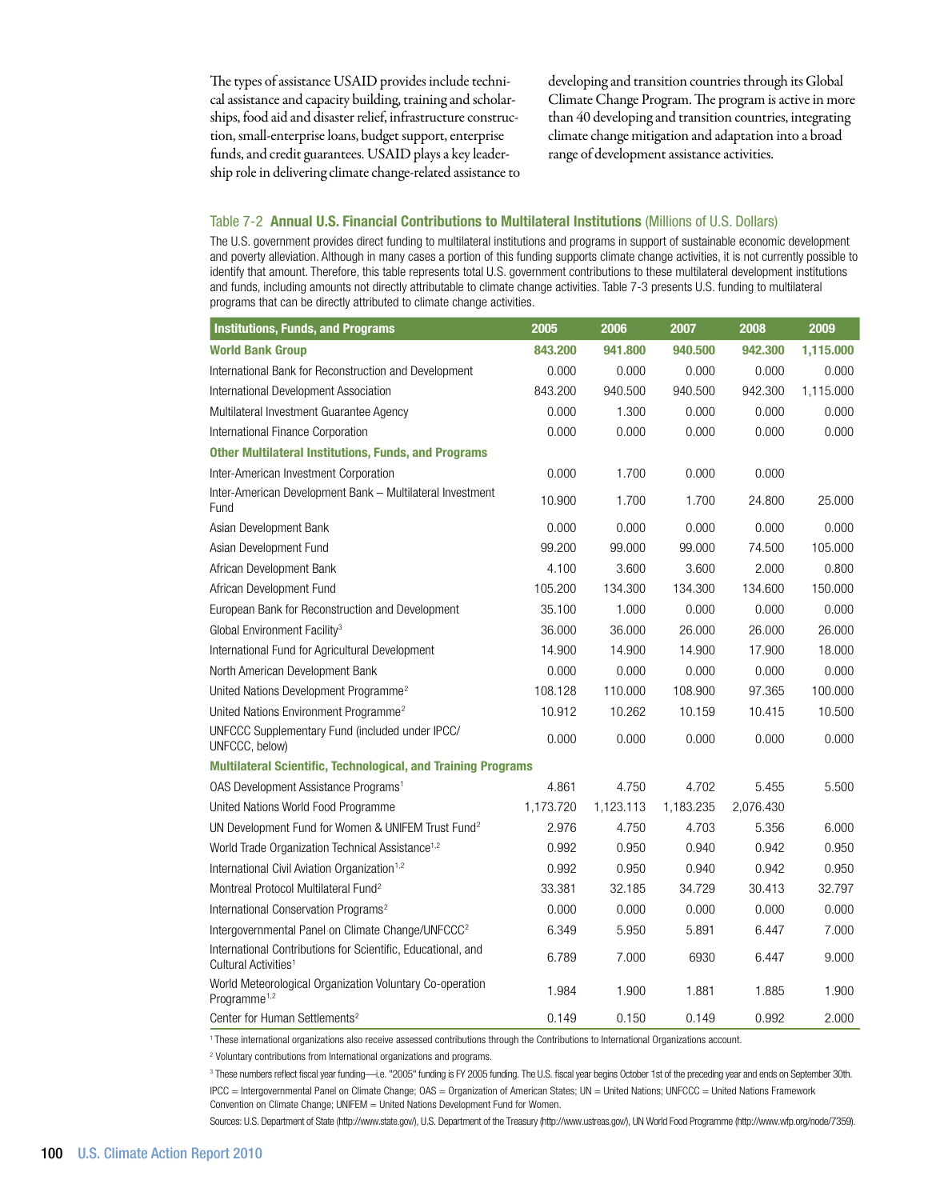The types of assistance USAID provides include technical assistance and capacity building, training and scholarships, food aid and disaster relief, infrastructure construction, small-enterprise loans, budget support, enterprise funds, and credit guarantees. USAID plays a key leadership role in delivering climate change-related assistance to developing and transition countries through its Global Climate Change Program. The program is active in more than 40 developing and transition countries, integrating climate change mitigation and adaptation into a broad range of development assistance activities.

### Table 7-2 **Annual U.S. Financial Contributions to Multilateral Institutions** (Millions of U.S. Dollars)

The U.S. government provides direct funding to multilateral institutions and programs in support of sustainable economic development and poverty alleviation. Although in many cases a portion of this funding supports climate change activities, it is not currently possible to identify that amount. Therefore, this table represents total U.S. government contributions to these multilateral development institutions and funds, including amounts not directly attributable to climate change activities. Table 7-3 presents U.S. funding to multilateral programs that can be directly attributed to climate change activities.

| Institutions, Funds, and Programs | 2005 | 2006 | 2007 | 2008 | 2009 |
|---|---|---|---|---|---|
| **World Bank Group** | **843.200** | **941.800** | **940.500** | **942.300** | **1,115.000** |
| International Bank for Reconstruction and Development | 0.000 | 0.000 | 0.000 | 0.000 | 0.000 |
| International Development Association | 843.200 | 940.500 | 940.500 | 942.300 | 1,115.000 |
| Multilateral Investment Guarantee Agency | 0.000 | 1.300 | 0.000 | 0.000 | 0.000 |
| International Finance Corporation | 0.000 | 0.000 | 0.000 | 0.000 | 0.000 |
| **Other Multilateral Institutions, Funds, and Programs** | | | | | |
| Inter-American Investment Corporation | 0.000 | 1.700 | 0.000 | 0.000 | |
| Inter-American Development Bank – Multilateral Investment Fund | 10.900 | 1.700 | 1.700 | 24.800 | 25.000 |
| Asian Development Bank | 0.000 | 0.000 | 0.000 | 0.000 | 0.000 |
| Asian Development Fund | 99.200 | 99.000 | 99.000 | 74.500 | 105.000 |
| African Development Bank | 4.100 | 3.600 | 3.600 | 2.000 | 0.800 |
| African Development Fund | 105.200 | 134.300 | 134.300 | 134.600 | 150.000 |
| European Bank for Reconstruction and Development | 35.100 | 1.000 | 0.000 | 0.000 | 0.000 |
| Global Environment Facility[3] | 36.000 | 36.000 | 26.000 | 26.000 | 26.000 |
| International Fund for Agricultural Development | 14.900 | 14.900 | 14.900 | 17.900 | 18.000 |
| North American Development Bank | 0.000 | 0.000 | 0.000 | 0.000 | 0.000 |
| United Nations Development Programme[2] | 108.128 | 110.000 | 108.900 | 97.365 | 100.000 |
| United Nations Environment Programme[2] | 10.912 | 10.262 | 10.159 | 10.415 | 10.500 |
| UNFCCC Supplementary Fund (included under IPCC/UNFCCC, below) | 0.000 | 0.000 | 0.000 | 0.000 | 0.000 |
| **Multilateral Scientific, Technological, and Training Programs** | | | | | |
| OAS Development Assistance Programs[1] | 4.861 | 4.750 | 4.702 | 5.455 | 5.500 |
| United Nations World Food Programme | 1,173.720 | 1,123.113 | 1,183.235 | 2,076.430 | |
| UN Development Fund for Women & UNIFEM Trust Fund[2] | 2.976 | 4.750 | 4.703 | 5.356 | 6.000 |
| World Trade Organization Technical Assistance[1,2] | 0.992 | 0.950 | 0.940 | 0.942 | 0.950 |
| International Civil Aviation Organization[1,2] | 0.992 | 0.950 | 0.940 | 0.942 | 0.950 |
| Montreal Protocol Multilateral Fund[2] | 33.381 | 32.185 | 34.729 | 30.413 | 32.797 |
| International Conservation Programs[2] | 0.000 | 0.000 | 0.000 | 0.000 | 0.000 |
| Intergovernmental Panel on Climate Change/UNFCCC[2] | 6.349 | 5.950 | 5.891 | 6.447 | 7.000 |
| International Contributions for Scientific, Educational, and Cultural Activities[1] | 6.789 | 7.000 | 6930 | 6.447 | 9.000 |
| World Meteorological Organization Voluntary Co-operation Programme[1,2] | 1.984 | 1.900 | 1.881 | 1.885 | 1.900 |
| Center for Human Settlements[2] | 0.149 | 0.150 | 0.149 | 0.992 | 2.000 |

[1] These international organizations also receive assessed contributions through the Contributions to International Organizations account.

[2] Voluntary contributions from International organizations and programs.

[3] These numbers reflect fiscal year funding—i.e. "2005" funding is FY 2005 funding. The U.S. fiscal year begins October 1st of the preceding year and ends on September 30th.

IPCC = Intergovernmental Panel on Climate Change; OAS = Organization of American States; UN = United Nations; UNFCCC = United Nations Framework Convention on Climate Change; UNIFEM = United Nations Development Fund for Women.

Sources: U.S. Department of State (http://www.state.gov/), U.S. Department of the Treasury (http://www.ustreas.gov/), UN World Food Programme (http://www.wfp.org/node/7359).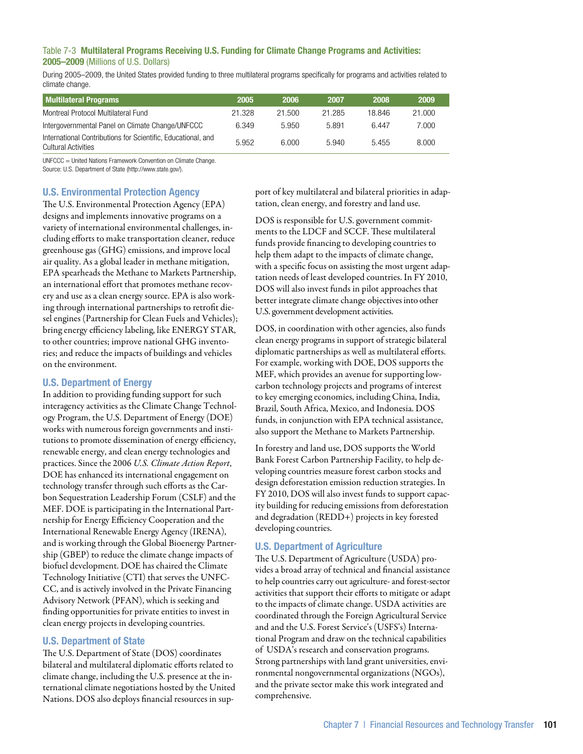Table 7-3 **Multilateral Programs Receiving U.S. Funding for Climate Change Programs and Activities: 2005–2009** (Millions of U.S. Dollars)

During 2005–2009, the United States provided funding to three multilateral programs specifically for programs and activities related to climate change.

| Multilateral Programs | 2005 | 2006 | 2007 | 2008 | 2009 |
|---|---|---|---|---|---|
| Montreal Protocol Multilateral Fund | 21.328 | 21.500 | 21.285 | 18.846 | 21.000 |
| Intergovernmental Panel on Climate Change/UNFCCC | 6.349 | 5.950 | 5.891 | 6.447 | 7.000 |
| International Contributions for Scientific, Educational, and Cultural Activities | 5.952 | 6.000 | 5.940 | 5.455 | 8.000 |

UNFCCC = United Nations Framework Convention on Climate Change.
Source: U.S. Department of State (http://www.state.gov/).

### U.S. Environmental Protection Agency

The U.S. Environmental Protection Agency (EPA) designs and implements innovative programs on a variety of international environmental challenges, including efforts to make transportation cleaner, reduce greenhouse gas (GHG) emissions, and improve local air quality. As a global leader in methane mitigation, EPA spearheads the Methane to Markets Partnership, an international effort that promotes methane recovery and use as a clean energy source. EPA is also working through international partnerships to retrofit diesel engines (Partnership for Clean Fuels and Vehicles); bring energy efficiency labeling, like ENERGY STAR, to other countries; improve national GHG inventories; and reduce the impacts of buildings and vehicles on the environment.

### U.S. Department of Energy

In addition to providing funding support for such interagency activities as the Climate Change Technology Program, the U.S. Department of Energy (DOE) works with numerous foreign governments and institutions to promote dissemination of energy efficiency, renewable energy, and clean energy technologies and practices. Since the 2006 *U.S. Climate Action Report*, DOE has enhanced its international engagement on technology transfer through such efforts as the Carbon Sequestration Leadership Forum (CSLF) and the MEF. DOE is participating in the International Partnership for Energy Efficiency Cooperation and the International Renewable Energy Agency (IRENA), and is working through the Global Bioenergy Partnership (GBEP) to reduce the climate change impacts of biofuel development. DOE has chaired the Climate Technology Initiative (CTI) that serves the UNFCCC, and is actively involved in the Private Financing Advisory Network (PFAN), which is seeking and finding opportunities for private entities to invest in clean energy projects in developing countries.

### U.S. Department of State

The U.S. Department of State (DOS) coordinates bilateral and multilateral diplomatic efforts related to climate change, including the U.S. presence at the international climate negotiations hosted by the United Nations. DOS also deploys financial resources in support of key multilateral and bilateral priorities in adaptation, clean energy, and forestry and land use.

DOS is responsible for U.S. government commitments to the LDCF and SCCF. These multilateral funds provide financing to developing countries to help them adapt to the impacts of climate change, with a specific focus on assisting the most urgent adaptation needs of least developed countries. In FY 2010, DOS will also invest funds in pilot approaches that better integrate climate change objectives into other U.S. government development activities.

DOS, in coordination with other agencies, also funds clean energy programs in support of strategic bilateral diplomatic partnerships as well as multilateral efforts. For example, working with DOE, DOS supports the MEF, which provides an avenue for supporting low-carbon technology projects and programs of interest to key emerging economies, including China, India, Brazil, South Africa, Mexico, and Indonesia. DOS funds, in conjunction with EPA technical assistance, also support the Methane to Markets Partnership.

In forestry and land use, DOS supports the World Bank Forest Carbon Partnership Facility, to help developing countries measure forest carbon stocks and design deforestation emission reduction strategies. In FY 2010, DOS will also invest funds to support capacity building for reducing emissions from deforestation and degradation (REDD+) projects in key forested developing countries.

### U.S. Department of Agriculture

The U.S. Department of Agriculture (USDA) provides a broad array of technical and financial assistance to help countries carry out agriculture- and forest-sector activities that support their efforts to mitigate or adapt to the impacts of climate change. USDA activities are coordinated through the Foreign Agricultural Service and and the U.S. Forest Service's (USFS's) International Program and draw on the technical capabilities of USDA's research and conservation programs. Strong partnerships with land grant universities, environmental nongovernmental organizations (NGOs), and the private sector make this work integrated and comprehensive.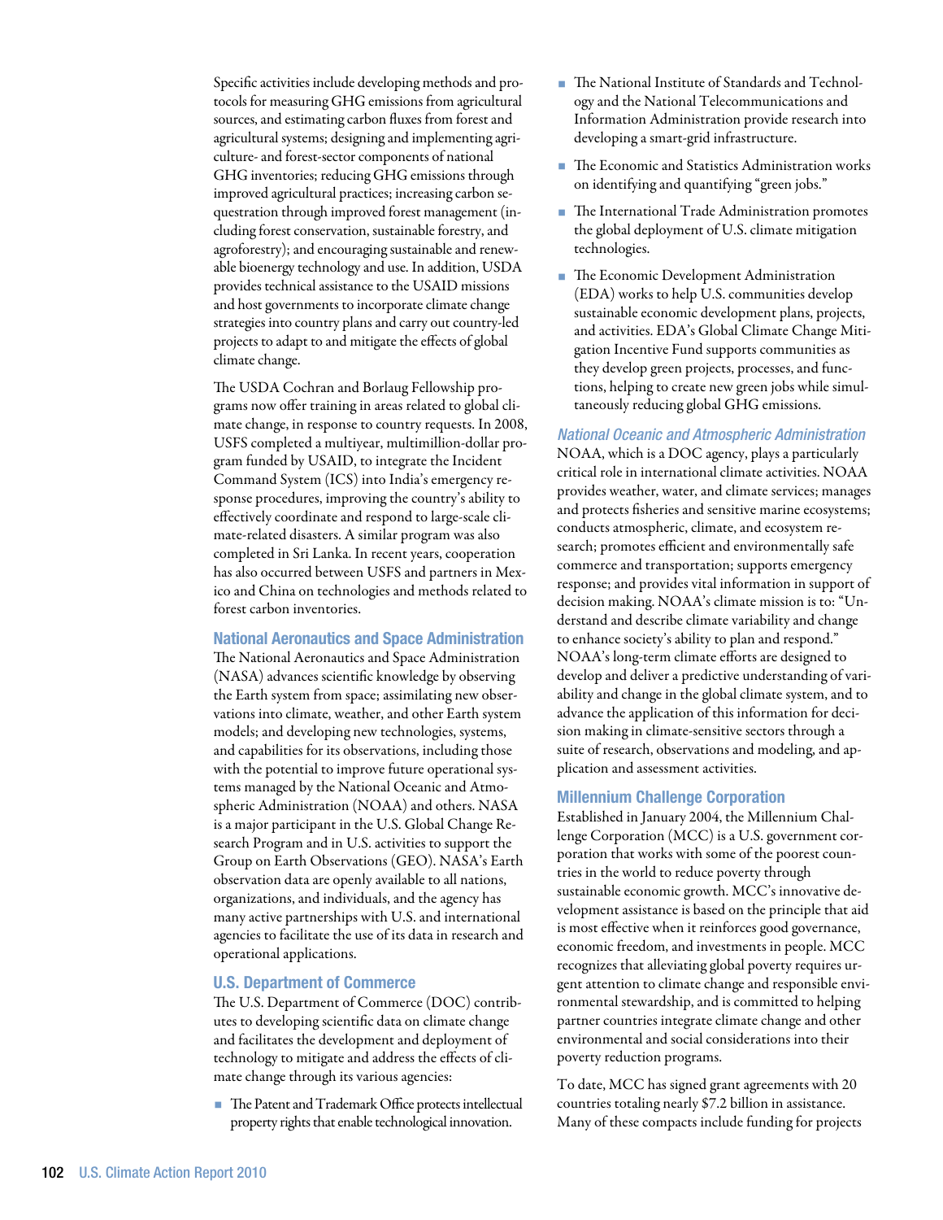Specific activities include developing methods and protocols for measuring GHG emissions from agricultural sources, and estimating carbon fluxes from forest and agricultural systems; designing and implementing agriculture- and forest-sector components of national GHG inventories; reducing GHG emissions through improved agricultural practices; increasing carbon sequestration through improved forest management (including forest conservation, sustainable forestry, and agroforestry); and encouraging sustainable and renewable bioenergy technology and use. In addition, USDA provides technical assistance to the USAID missions and host governments to incorporate climate change strategies into country plans and carry out country-led projects to adapt to and mitigate the effects of global climate change.

The USDA Cochran and Borlaug Fellowship programs now offer training in areas related to global climate change, in response to country requests. In 2008, USFS completed a multiyear, multimillion-dollar program funded by USAID, to integrate the Incident Command System (ICS) into India's emergency response procedures, improving the country's ability to effectively coordinate and respond to large-scale climate-related disasters. A similar program was also completed in Sri Lanka. In recent years, cooperation has also occurred between USFS and partners in Mexico and China on technologies and methods related to forest carbon inventories.

### National Aeronautics and Space Administration

The National Aeronautics and Space Administration (NASA) advances scientific knowledge by observing the Earth system from space; assimilating new observations into climate, weather, and other Earth system models; and developing new technologies, systems, and capabilities for its observations, including those with the potential to improve future operational systems managed by the National Oceanic and Atmospheric Administration (NOAA) and others. NASA is a major participant in the U.S. Global Change Research Program and in U.S. activities to support the Group on Earth Observations (GEO). NASA's Earth observation data are openly available to all nations, organizations, and individuals, and the agency has many active partnerships with U.S. and international agencies to facilitate the use of its data in research and operational applications.

### U.S. Department of Commerce

The U.S. Department of Commerce (DOC) contributes to developing scientific data on climate change and facilitates the development and deployment of technology to mitigate and address the effects of climate change through its various agencies:

- The Patent and Trademark Office protects intellectual property rights that enable technological innovation.
- The National Institute of Standards and Technology and the National Telecommunications and Information Administration provide research into developing a smart-grid infrastructure.
- The Economic and Statistics Administration works on identifying and quantifying "green jobs."
- The International Trade Administration promotes the global deployment of U.S. climate mitigation technologies.
- The Economic Development Administration (EDA) works to help U.S. communities develop sustainable economic development plans, projects, and activities. EDA's Global Climate Change Mitigation Incentive Fund supports communities as they develop green projects, processes, and functions, helping to create new green jobs while simultaneously reducing global GHG emissions.

#### *National Oceanic and Atmospheric Administration*

NOAA, which is a DOC agency, plays a particularly critical role in international climate activities. NOAA provides weather, water, and climate services; manages and protects fisheries and sensitive marine ecosystems; conducts atmospheric, climate, and ecosystem research; promotes efficient and environmentally safe commerce and transportation; supports emergency response; and provides vital information in support of decision making. NOAA's climate mission is to: "Understand and describe climate variability and change to enhance society's ability to plan and respond." NOAA's long-term climate efforts are designed to develop and deliver a predictive understanding of variability and change in the global climate system, and to advance the application of this information for decision making in climate-sensitive sectors through a suite of research, observations and modeling, and application and assessment activities.

### Millennium Challenge Corporation

Established in January 2004, the Millennium Challenge Corporation (MCC) is a U.S. government corporation that works with some of the poorest countries in the world to reduce poverty through sustainable economic growth. MCC's innovative development assistance is based on the principle that aid is most effective when it reinforces good governance, economic freedom, and investments in people. MCC recognizes that alleviating global poverty requires urgent attention to climate change and responsible environmental stewardship, and is committed to helping partner countries integrate climate change and other environmental and social considerations into their poverty reduction programs.

To date, MCC has signed grant agreements with 20 countries totaling nearly $7.2 billion in assistance. Many of these compacts include funding for projects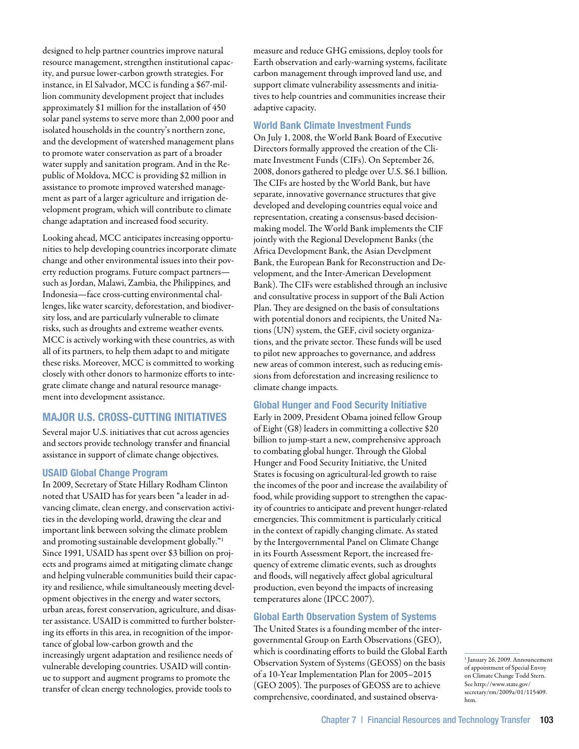designed to help partner countries improve natural resource management, strengthen institutional capacity, and pursue lower-carbon growth strategies. For instance, in El Salvador, MCC is funding a $67-million community development project that includes approximately $1 million for the installation of 450 solar panel systems to serve more than 2,000 poor and isolated households in the country's northern zone, and the development of watershed management plans to promote water conservation as part of a broader water supply and sanitation program. And in the Republic of Moldova, MCC is providing $2 million in assistance to promote improved watershed management as part of a larger agriculture and irrigation development program, which will contribute to climate change adaptation and increased food security.

Looking ahead, MCC anticipates increasing opportunities to help developing countries incorporate climate change and other environmental issues into their poverty reduction programs. Future compact partners—such as Jordan, Malawi, Zambia, the Philippines, and Indonesia—face cross-cutting environmental challenges, like water scarcity, deforestation, and biodiversity loss, and are particularly vulnerable to climate risks, such as droughts and extreme weather events. MCC is actively working with these countries, as with all of its partners, to help them adapt to and mitigate these risks. Moreover, MCC is committed to working closely with other donors to harmonize efforts to integrate climate change and natural resource management into development assistance.

## MAJOR U.S. CROSS-CUTTING INITIATIVES

Several major U.S. initiatives that cut across agencies and sectors provide technology transfer and financial assistance in support of climate change objectives.

### USAID Global Change Program

In 2009, Secretary of State Hillary Rodham Clinton noted that USAID has for years been "a leader in advancing climate, clean energy, and conservation activities in the developing world, drawing the clear and important link between solving the climate problem and promoting sustainable development globally."[1] Since 1991, USAID has spent over $3 billion on projects and programs aimed at mitigating climate change and helping vulnerable communities build their capacity and resilience, while simultaneously meeting development objectives in the energy and water sectors, urban areas, forest conservation, agriculture, and disaster assistance. USAID is committed to further bolstering its efforts in this area, in recognition of the importance of global low-carbon growth and the increasingly urgent adaptation and resilience needs of vulnerable developing countries. USAID will continue to support and augment programs to promote the transfer of clean energy technologies, provide tools to measure and reduce GHG emissions, deploy tools for Earth observation and early-warning systems, facilitate carbon management through improved land use, and support climate vulnerability assessments and initiatives to help countries and communities increase their adaptive capacity.

### World Bank Climate Investment Funds

On July 1, 2008, the World Bank Board of Executive Directors formally approved the creation of the Climate Investment Funds (CIFs). On September 26, 2008, donors gathered to pledge over U.S. $6.1 billion. The CIFs are hosted by the World Bank, but have separate, innovative governance structures that give developed and developing countries equal voice and representation, creating a consensus-based decision-making model. The World Bank implements the CIF jointly with the Regional Development Banks (the Africa Development Bank, the Asian Develpment Bank, the European Bank for Reconstruction and Development, and the Inter-American Development Bank). The CIFs were established through an inclusive and consultative process in support of the Bali Action Plan. They are designed on the basis of consultations with potential donors and recipients, the United Nations (UN) system, the GEF, civil society organizations, and the private sector. These funds will be used to pilot new approaches to governance, and address new areas of common interest, such as reducing emissions from deforestation and increasing resilience to climate change impacts.

### Global Hunger and Food Security Initiative

Early in 2009, President Obama joined fellow Group of Eight (G8) leaders in committing a collective $20 billion to jump-start a new, comprehensive approach to combating global hunger. Through the Global Hunger and Food Security Initiative, the United States is focusing on agricultural-led growth to raise the incomes of the poor and increase the availability of food, while providing support to strengthen the capacity of countries to anticipate and prevent hunger-related emergencies. This commitment is particularly critical in the context of rapidly changing climate. As stated by the Intergovernmental Panel on Climate Change in its Fourth Assessment Report, the increased frequency of extreme climatic events, such as droughts and floods, will negatively affect global agricultural production, even beyond the impacts of increasing temperatures alone (IPCC 2007).

### Global Earth Observation System of Systems

The United States is a founding member of the intergovernmental Group on Earth Observations (GEO), which is coordinating efforts to build the Global Earth Observation System of Systems (GEOSS) on the basis of a 10-Year Implementation Plan for 2005–2015 (GEO 2005). The purposes of GEOSS are to achieve comprehensive, coordinated, and sustained observa-

[1] January 26, 2009. Announcement of appointment of Special Envoy on Climate Change Todd Stern. See http://www.state.gov/secretary/rm/2009a/01/115409.htm.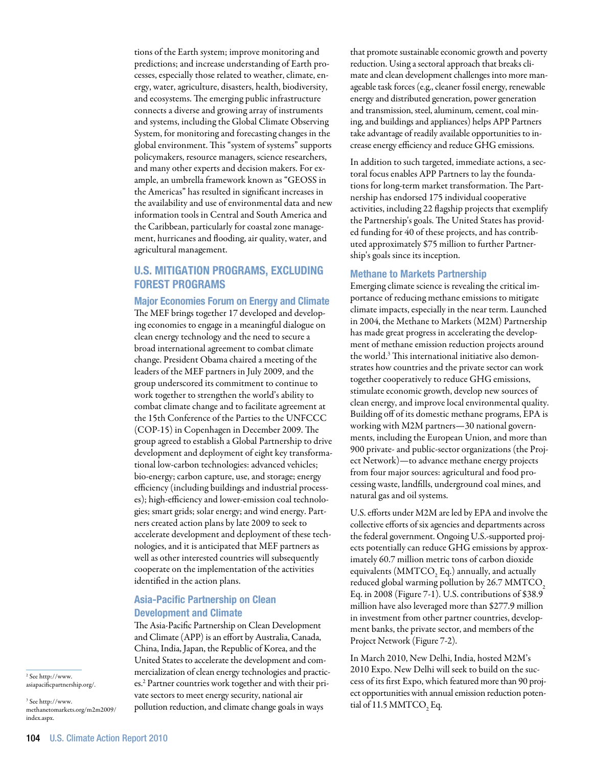tions of the Earth system; improve monitoring and predictions; and increase understanding of Earth processes, especially those related to weather, climate, energy, water, agriculture, disasters, health, biodiversity, and ecosystems. The emerging public infrastructure connects a diverse and growing array of instruments and systems, including the Global Climate Observing System, for monitoring and forecasting changes in the global environment. This "system of systems" supports policymakers, resource managers, science researchers, and many other experts and decision makers. For example, an umbrella framework known as "GEOSS in the Americas" has resulted in significant increases in the availability and use of environmental data and new information tools in Central and South America and the Caribbean, particularly for coastal zone management, hurricanes and flooding, air quality, water, and agricultural management.

## U.S. MITIGATION PROGRAMS, EXCLUDING FOREST PROGRAMS

### Major Economies Forum on Energy and Climate

The MEF brings together 17 developed and developing economies to engage in a meaningful dialogue on clean energy technology and the need to secure a broad international agreement to combat climate change. President Obama chaired a meeting of the leaders of the MEF partners in July 2009, and the group underscored its commitment to continue to work together to strengthen the world's ability to combat climate change and to facilitate agreement at the 15th Conference of the Parties to the UNFCCC (COP-15) in Copenhagen in December 2009. The group agreed to establish a Global Partnership to drive development and deployment of eight key transformational low-carbon technologies: advanced vehicles; bio-energy; carbon capture, use, and storage; energy efficiency (including buildings and industrial processes); high-efficiency and lower-emission coal technologies; smart grids; solar energy; and wind energy. Partners created action plans by late 2009 to seek to accelerate development and deployment of these technologies, and it is anticipated that MEF partners as well as other interested countries will subsequently cooperate on the implementation of the activities identified in the action plans.

### Asia-Pacific Partnership on Clean Development and Climate

The Asia-Pacific Partnership on Clean Development and Climate (APP) is an effort by Australia, Canada, China, India, Japan, the Republic of Korea, and the United States to accelerate the development and commercialization of clean energy technologies and practices.[2] Partner countries work together and with their private sectors to meet energy security, national air pollution reduction, and climate change goals in ways that promote sustainable economic growth and poverty reduction. Using a sectoral approach that breaks climate and clean development challenges into more manageable task forces (e.g., cleaner fossil energy, renewable energy and distributed generation, power generation and transmission, steel, aluminum, cement, coal mining, and buildings and appliances) helps APP Partners take advantage of readily available opportunities to increase energy efficiency and reduce GHG emissions.

In addition to such targeted, immediate actions, a sectoral focus enables APP Partners to lay the foundations for long-term market transformation. The Partnership has endorsed 175 individual cooperative activities, including 22 flagship projects that exemplify the Partnership's goals. The United States has provided funding for 40 of these projects, and has contributed approximately $75 million to further Partnership's goals since its inception.

### Methane to Markets Partnership

Emerging climate science is revealing the critical importance of reducing methane emissions to mitigate climate impacts, especially in the near term. Launched in 2004, the Methane to Markets (M2M) Partnership has made great progress in accelerating the development of methane emission reduction projects around the world.[3] This international initiative also demonstrates how countries and the private sector can work together cooperatively to reduce GHG emissions, stimulate economic growth, develop new sources of clean energy, and improve local environmental quality. Building off of its domestic methane programs, EPA is working with M2M partners—30 national governments, including the European Union, and more than 900 private- and public-sector organizations (the Project Network)—to advance methane energy projects from four major sources: agricultural and food processing waste, landfills, underground coal mines, and natural gas and oil systems.

U.S. efforts under M2M are led by EPA and involve the collective efforts of six agencies and departments across the federal government. Ongoing U.S.-supported projects potentially can reduce GHG emissions by approximately 60.7 million metric tons of carbon dioxide equivalents (MMTCO$_2$ Eq.) annually, and actually reduced global warming pollution by 26.7 MMTCO$_2$ Eq. in 2008 (Figure 7-1). U.S. contributions of $38.9 million have also leveraged more than $277.9 million in investment from other partner countries, development banks, the private sector, and members of the Project Network (Figure 7-2).

In March 2010, New Delhi, India, hosted M2M's 2010 Expo. New Delhi will seek to build on the success of its first Expo, which featured more than 90 project opportunities with annual emission reduction potential of 11.5 MMTCO$_2$ Eq.

---

[2] See http://www.asiapacificpartnership.org/.

[3] See http://www.methanetomarkets.org/m2m2009/index.aspx.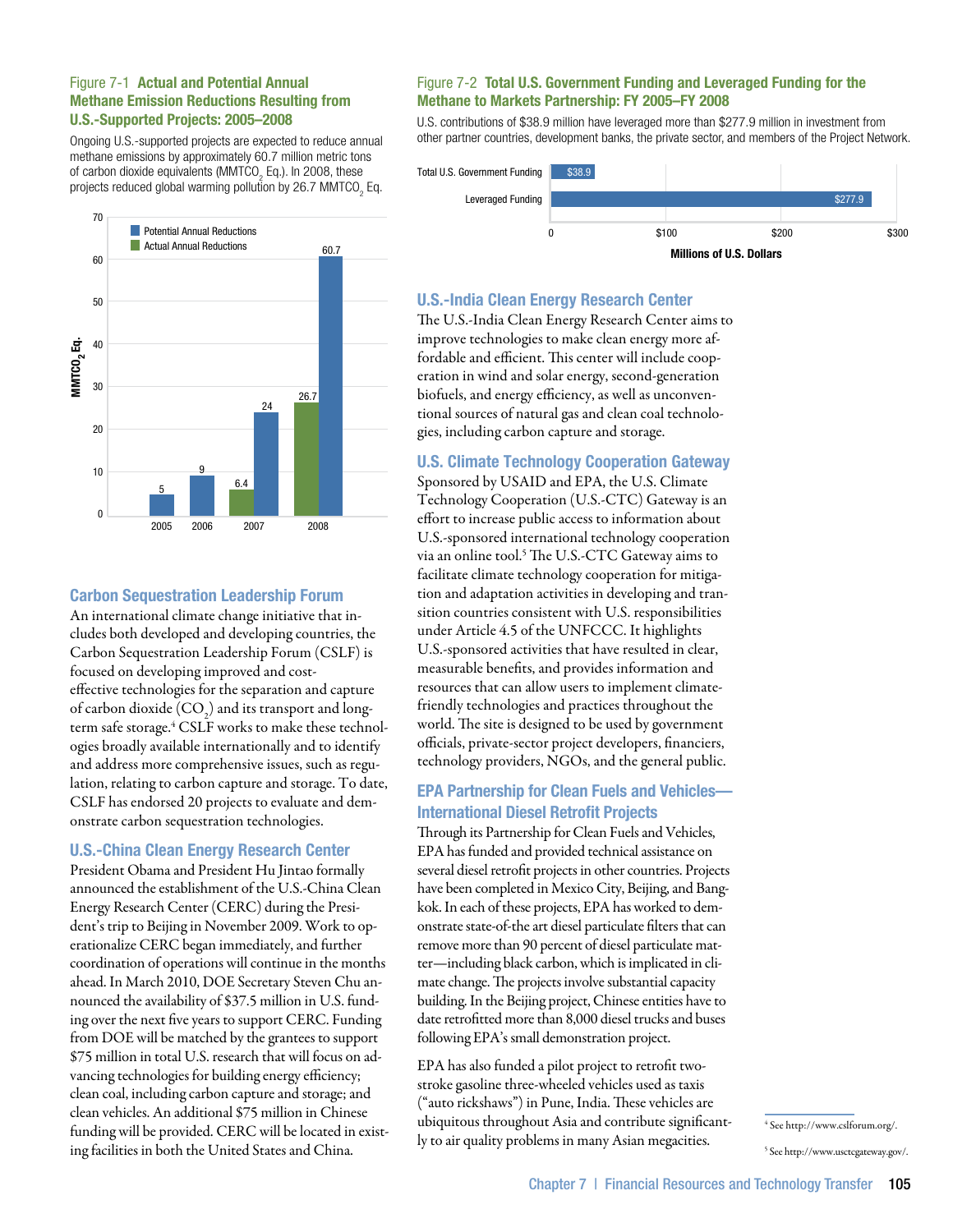### Figure 7-1 **Actual and Potential Annual Methane Emission Reductions Resulting from U.S.-Supported Projects: 2005–2008**

Ongoing U.S.-supported projects are expected to reduce annual methane emissions by approximately 60.7 million metric tons of carbon dioxide equivalents (MMTCO$_2$ Eq.). In 2008, these projects reduced global warming pollution by 26.7 MMTCO$_2$ Eq.

Potential Annual Reductions
Actual Annual Reductions

MMTCO$_2$ Eq.

0
10
20
30
40
50
60
70

2005
2006
2007
2008

5
9
6.4
24
26.7
60.7

## Carbon Sequestration Leadership Forum

An international climate change initiative that includes both developed and developing countries, the Carbon Sequestration Leadership Forum (CSLF) is focused on developing improved and cost-effective technologies for the separation and capture of carbon dioxide ($CO_2$) and its transport and long-term safe storage.[4] CSLF works to make these technologies broadly available internationally and to identify and address more comprehensive issues, such as regulation, relating to carbon capture and storage. To date, CSLF has endorsed 20 projects to evaluate and demonstrate carbon sequestration technologies.

## U.S.-China Clean Energy Research Center

President Obama and President Hu Jintao formally announced the establishment of the U.S.-China Clean Energy Research Center (CERC) during the President's trip to Beijing in November 2009. Work to operationalize CERC began immediately, and further coordination of operations will continue in the months ahead. In March 2010, DOE Secretary Steven Chu announced the availability of $37.5 million in U.S. funding over the next five years to support CERC. Funding from DOE will be matched by the grantees to support $75 million in total U.S. research that will focus on advancing technologies for building energy efficiency; clean coal, including carbon capture and storage; and clean vehicles. An additional $75 million in Chinese funding will be provided. CERC will be located in existing facilities in both the United States and China.

### Figure 7-2 **Total U.S. Government Funding and Leveraged Funding for the Methane to Markets Partnership: FY 2005–FY 2008**

U.S. contributions of $38.9 million have leveraged more than $277.9 million in investment from other partner countries, development banks, the private sector, and members of the Project Network.

Total U.S. Government Funding
Leveraged Funding

$38.9
$277.9

0
$100
$200
$300

Millions of U.S. Dollars

## U.S.-India Clean Energy Research Center

The U.S.-India Clean Energy Research Center aims to improve technologies to make clean energy more affordable and efficient. This center will include cooperation in wind and solar energy, second-generation biofuels, and energy efficiency, as well as unconventional sources of natural gas and clean coal technologies, including carbon capture and storage.

## U.S. Climate Technology Cooperation Gateway

Sponsored by USAID and EPA, the U.S. Climate Technology Cooperation (U.S.-CTC) Gateway is an effort to increase public access to information about U.S.-sponsored international technology cooperation via an online tool.[5] The U.S.-CTC Gateway aims to facilitate climate technology cooperation for mitigation and adaptation activities in developing and transition countries consistent with U.S. responsibilities under Article 4.5 of the UNFCCC. It highlights U.S.-sponsored activities that have resulted in clear, measurable benefits, and provides information and resources that can allow users to implement climate-friendly technologies and practices throughout the world. The site is designed to be used by government officials, private-sector project developers, financiers, technology providers, NGOs, and the general public.

## EPA Partnership for Clean Fuels and Vehicles—International Diesel Retrofit Projects

Through its Partnership for Clean Fuels and Vehicles, EPA has funded and provided technical assistance on several diesel retrofit projects in other countries. Projects have been completed in Mexico City, Beijing, and Bangkok. In each of these projects, EPA has worked to demonstrate state-of-the art diesel particulate filters that can remove more than 90 percent of diesel particulate matter—including black carbon, which is implicated in climate change. The projects involve substantial capacity building. In the Beijing project, Chinese entities have to date retrofitted more than 8,000 diesel trucks and buses following EPA's small demonstration project.

EPA has also funded a pilot project to retrofit two-stroke gasoline three-wheeled vehicles used as taxis ("auto rickshaws") in Pune, India. These vehicles are ubiquitous throughout Asia and contribute significantly to air quality problems in many Asian megacities.

[4] See http://www.cslforum.org/.

[5] See http://www.usctcgateway.gov/.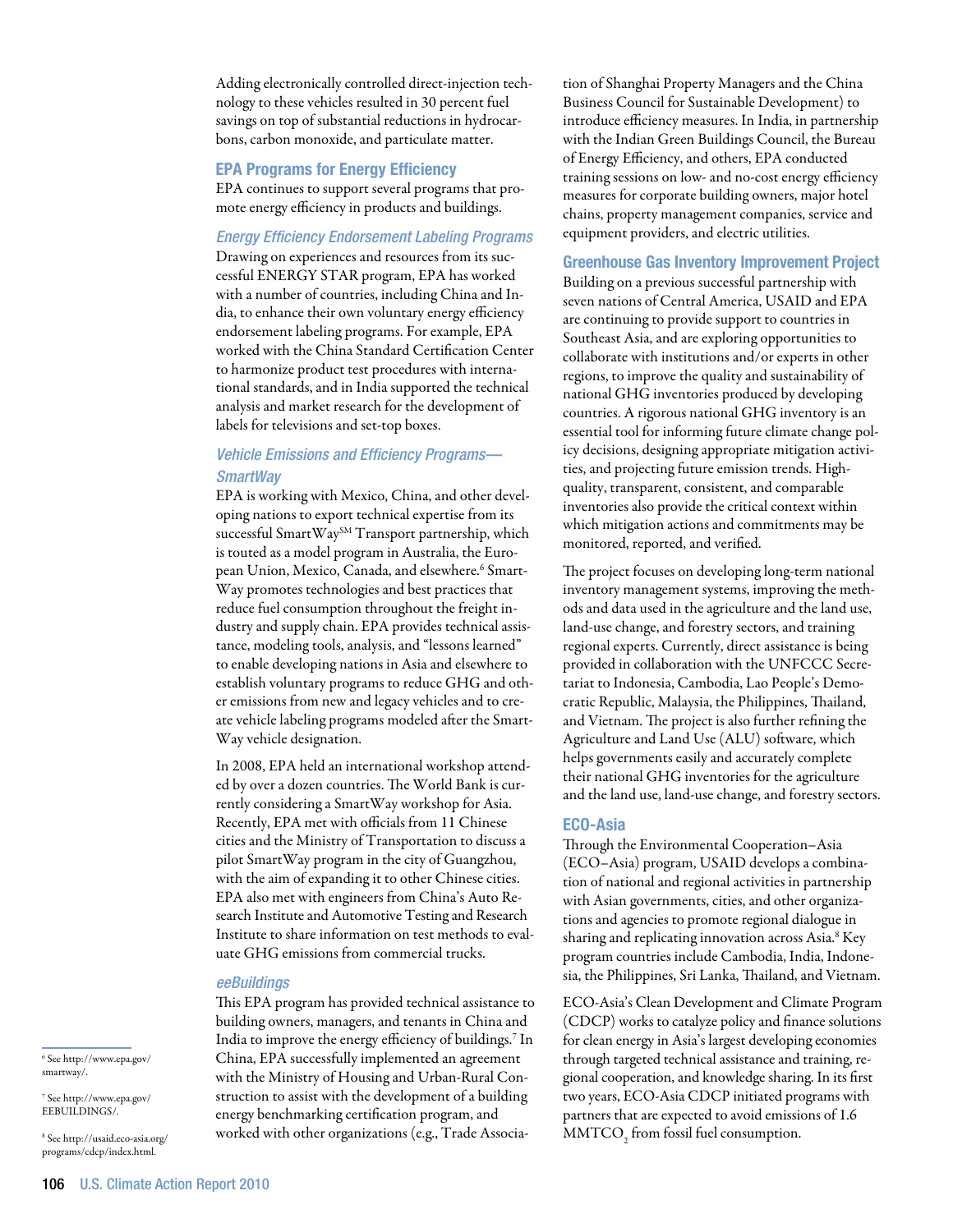Adding electronically controlled direct-injection technology to these vehicles resulted in 30 percent fuel savings on top of substantial reductions in hydrocarbons, carbon monoxide, and particulate matter.

### EPA Programs for Energy Efficiency

EPA continues to support several programs that promote energy efficiency in products and buildings.

#### *Energy Efficiency Endorsement Labeling Programs*

Drawing on experiences and resources from its successful ENERGY STAR program, EPA has worked with a number of countries, including China and India, to enhance their own voluntary energy efficiency endorsement labeling programs. For example, EPA worked with the China Standard Certification Center to harmonize product test procedures with international standards, and in India supported the technical analysis and market research for the development of labels for televisions and set-top boxes.

#### *Vehicle Emissions and Efficiency Programs—SmartWay*

EPA is working with Mexico, China, and other developing nations to export technical expertise from its successful SmartWay$^{SM}$ Transport partnership, which is touted as a model program in Australia, the European Union, Mexico, Canada, and elsewhere.[6] SmartWay promotes technologies and best practices that reduce fuel consumption throughout the freight industry and supply chain. EPA provides technical assistance, modeling tools, analysis, and "lessons learned" to enable developing nations in Asia and elsewhere to establish voluntary programs to reduce GHG and other emissions from new and legacy vehicles and to create vehicle labeling programs modeled after the SmartWay vehicle designation.

In 2008, EPA held an international workshop attended by over a dozen countries. The World Bank is currently considering a SmartWay workshop for Asia. Recently, EPA met with officials from 11 Chinese cities and the Ministry of Transportation to discuss a pilot SmartWay program in the city of Guangzhou, with the aim of expanding it to other Chinese cities. EPA also met with engineers from China's Auto Research Institute and Automotive Testing and Research Institute to share information on test methods to evaluate GHG emissions from commercial trucks.

#### *eeBuildings*

This EPA program has provided technical assistance to building owners, managers, and tenants in China and India to improve the energy efficiency of buildings.[7] In China, EPA successfully implemented an agreement with the Ministry of Housing and Urban-Rural Construction to assist with the development of a building energy benchmarking certification program, and worked with other organizations (e.g., Trade Association of Shanghai Property Managers and the China Business Council for Sustainable Development) to introduce efficiency measures. In India, in partnership with the Indian Green Buildings Council, the Bureau of Energy Efficiency, and others, EPA conducted training sessions on low- and no-cost energy efficiency measures for corporate building owners, major hotel chains, property management companies, service and equipment providers, and electric utilities.

### Greenhouse Gas Inventory Improvement Project

Building on a previous successful partnership with seven nations of Central America, USAID and EPA are continuing to provide support to countries in Southeast Asia, and are exploring opportunities to collaborate with institutions and/or experts in other regions, to improve the quality and sustainability of national GHG inventories produced by developing countries. A rigorous national GHG inventory is an essential tool for informing future climate change policy decisions, designing appropriate mitigation activities, and projecting future emission trends. High-quality, transparent, consistent, and comparable inventories also provide the critical context within which mitigation actions and commitments may be monitored, reported, and verified.

The project focuses on developing long-term national inventory management systems, improving the methods and data used in the agriculture and the land use, land-use change, and forestry sectors, and training regional experts. Currently, direct assistance is being provided in collaboration with the UNFCCC Secretariat to Indonesia, Cambodia, Lao People's Democratic Republic, Malaysia, the Philippines, Thailand, and Vietnam. The project is also further refining the Agriculture and Land Use (ALU) software, which helps governments easily and accurately complete their national GHG inventories for the agriculture and the land use, land-use change, and forestry sectors.

### ECO-Asia

Through the Environmental Cooperation–Asia (ECO–Asia) program, USAID develops a combination of national and regional activities in partnership with Asian governments, cities, and other organizations and agencies to promote regional dialogue in sharing and replicating innovation across Asia.[8] Key program countries include Cambodia, India, Indonesia, the Philippines, Sri Lanka, Thailand, and Vietnam.

ECO-Asia's Clean Development and Climate Program (CDCP) works to catalyze policy and finance solutions for clean energy in Asia's largest developing economies through targeted technical assistance and training, regional cooperation, and knowledge sharing. In its first two years, ECO-Asia CDCP initiated programs with partners that are expected to avoid emissions of 1.6 $MMTCO_2$ from fossil fuel consumption.

---

[6] See http://www.epa.gov/smartway/.

[7] See http://www.epa.gov/EEBUILDINGS/.

[8] See http://usaid.eco-asia.org/programs/cdcp/index.html.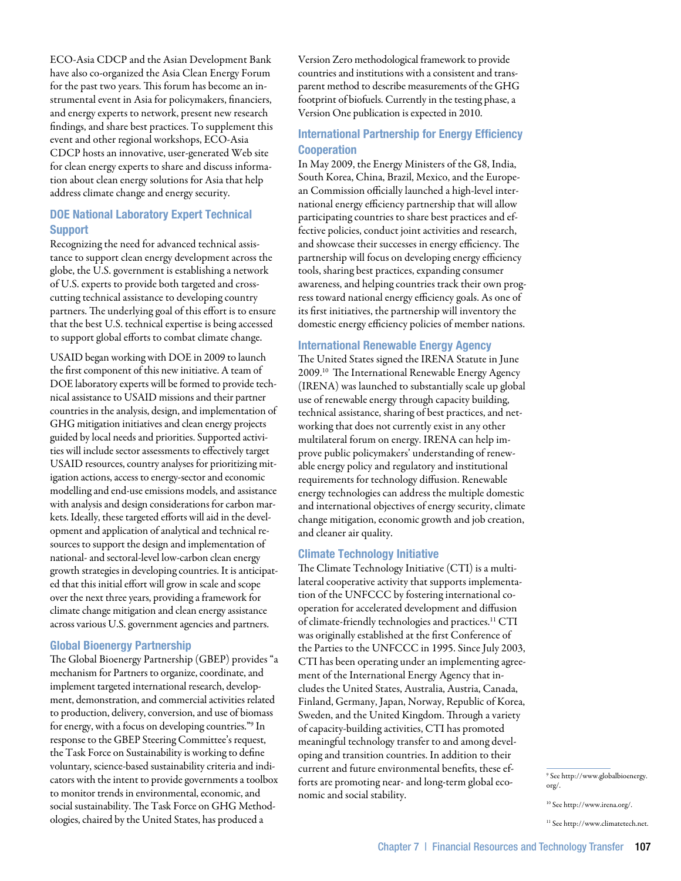ECO-Asia CDCP and the Asian Development Bank have also co-organized the Asia Clean Energy Forum for the past two years. This forum has become an instrumental event in Asia for policymakers, financiers, and energy experts to network, present new research findings, and share best practices. To supplement this event and other regional workshops, ECO-Asia CDCP hosts an innovative, user-generated Web site for clean energy experts to share and discuss information about clean energy solutions for Asia that help address climate change and energy security.

### DOE National Laboratory Expert Technical Support

Recognizing the need for advanced technical assistance to support clean energy development across the globe, the U.S. government is establishing a network of U.S. experts to provide both targeted and cross-cutting technical assistance to developing country partners. The underlying goal of this effort is to ensure that the best U.S. technical expertise is being accessed to support global efforts to combat climate change.

USAID began working with DOE in 2009 to launch the first component of this new initiative. A team of DOE laboratory experts will be formed to provide technical assistance to USAID missions and their partner countries in the analysis, design, and implementation of GHG mitigation initiatives and clean energy projects guided by local needs and priorities. Supported activities will include sector assessments to effectively target USAID resources, country analyses for prioritizing mitigation actions, access to energy-sector and economic modelling and end-use emissions models, and assistance with analysis and design considerations for carbon markets. Ideally, these targeted efforts will aid in the development and application of analytical and technical resources to support the design and implementation of national- and sectoral-level low-carbon clean energy growth strategies in developing countries. It is anticipated that this initial effort will grow in scale and scope over the next three years, providing a framework for climate change mitigation and clean energy assistance across various U.S. government agencies and partners.

### Global Bioenergy Partnership

The Global Bioenergy Partnership (GBEP) provides "a mechanism for Partners to organize, coordinate, and implement targeted international research, development, demonstration, and commercial activities related to production, delivery, conversion, and use of biomass for energy, with a focus on developing countries."[9] In response to the GBEP Steering Committee's request, the Task Force on Sustainability is working to define voluntary, science-based sustainability criteria and indicators with the intent to provide governments a toolbox to monitor trends in environmental, economic, and social sustainability. The Task Force on GHG Methodologies, chaired by the United States, has produced a Version Zero methodological framework to provide countries and institutions with a consistent and transparent method to describe measurements of the GHG footprint of biofuels. Currently in the testing phase, a Version One publication is expected in 2010.

### International Partnership for Energy Efficiency Cooperation

In May 2009, the Energy Ministers of the G8, India, South Korea, China, Brazil, Mexico, and the European Commission officially launched a high-level international energy efficiency partnership that will allow participating countries to share best practices and effective policies, conduct joint activities and research, and showcase their successes in energy efficiency. The partnership will focus on developing energy efficiency tools, sharing best practices, expanding consumer awareness, and helping countries track their own progress toward national energy efficiency goals. As one of its first initiatives, the partnership will inventory the domestic energy efficiency policies of member nations.

### International Renewable Energy Agency

The United States signed the IRENA Statute in June 2009.[10] The International Renewable Energy Agency (IRENA) was launched to substantially scale up global use of renewable energy through capacity building, technical assistance, sharing of best practices, and networking that does not currently exist in any other multilateral forum on energy. IRENA can help improve public policymakers' understanding of renewable energy policy and regulatory and institutional requirements for technology diffusion. Renewable energy technologies can address the multiple domestic and international objectives of energy security, climate change mitigation, economic growth and job creation, and cleaner air quality.

### Climate Technology Initiative

The Climate Technology Initiative (CTI) is a multilateral cooperative activity that supports implementation of the UNFCCC by fostering international cooperation for accelerated development and diffusion of climate-friendly technologies and practices.[11] CTI was originally established at the first Conference of the Parties to the UNFCCC in 1995. Since July 2003, CTI has been operating under an implementing agreement of the International Energy Agency that includes the United States, Australia, Austria, Canada, Finland, Germany, Japan, Norway, Republic of Korea, Sweden, and the United Kingdom. Through a variety of capacity-building activities, CTI has promoted meaningful technology transfer to and among developing and transition countries. In addition to their current and future environmental benefits, these efforts are promoting near- and long-term global economic and social stability.

---

[9] See http://www.globalbioenergy.org/.

[10] See http://www.irena.org/.

[11] See http://www.climatetech.net.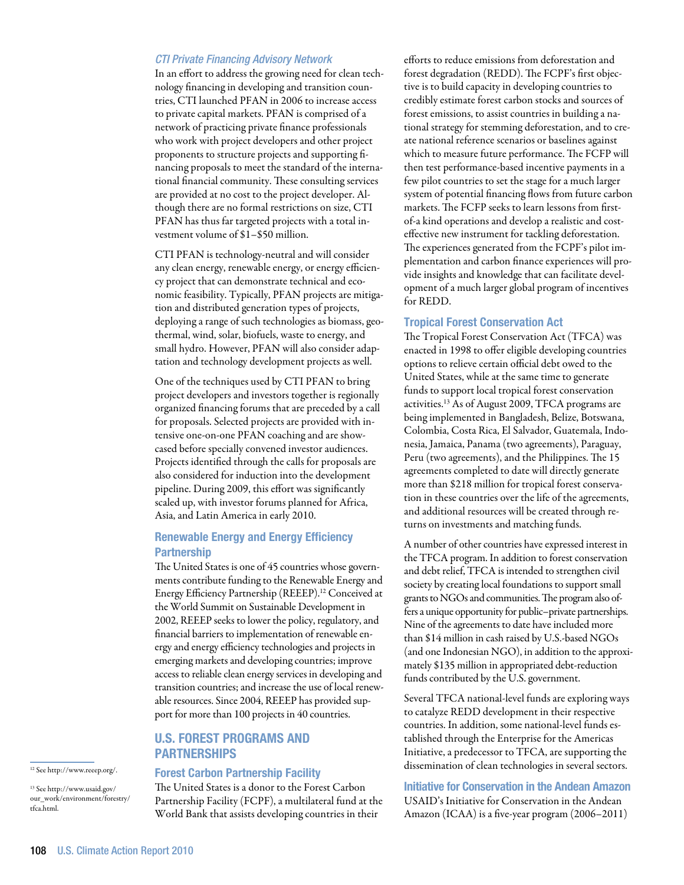### *CTI Private Financing Advisory Network*

In an effort to address the growing need for clean technology financing in developing and transition countries, CTI launched PFAN in 2006 to increase access to private capital markets. PFAN is comprised of a network of practicing private finance professionals who work with project developers and other project proponents to structure projects and supporting financing proposals to meet the standard of the international financial community. These consulting services are provided at no cost to the project developer. Although there are no formal restrictions on size, CTI PFAN has thus far targeted projects with a total investment volume of $1–$50 million.

CTI PFAN is technology-neutral and will consider any clean energy, renewable energy, or energy efficiency project that can demonstrate technical and economic feasibility. Typically, PFAN projects are mitigation and distributed generation types of projects, deploying a range of such technologies as biomass, geothermal, wind, solar, biofuels, waste to energy, and small hydro. However, PFAN will also consider adaptation and technology development projects as well.

One of the techniques used by CTI PFAN to bring project developers and investors together is regionally organized financing forums that are preceded by a call for proposals. Selected projects are provided with intensive one-on-one PFAN coaching and are showcased before specially convened investor audiences. Projects identified through the calls for proposals are also considered for induction into the development pipeline. During 2009, this effort was significantly scaled up, with investor forums planned for Africa, Asia, and Latin America in early 2010.

### Renewable Energy and Energy Efficiency Partnership

The United States is one of 45 countries whose governments contribute funding to the Renewable Energy and Energy Efficiency Partnership (REEEP).[12] Conceived at the World Summit on Sustainable Development in 2002, REEEP seeks to lower the policy, regulatory, and financial barriers to implementation of renewable energy and energy efficiency technologies and projects in emerging markets and developing countries; improve access to reliable clean energy services in developing and transition countries; and increase the use of local renewable resources. Since 2004, REEEP has provided support for more than 100 projects in 40 countries.

## U.S. FOREST PROGRAMS AND PARTNERSHIPS

### Forest Carbon Partnership Facility

The United States is a donor to the Forest Carbon Partnership Facility (FCPF), a multilateral fund at the World Bank that assists developing countries in their efforts to reduce emissions from deforestation and forest degradation (REDD). The FCPF's first objective is to build capacity in developing countries to credibly estimate forest carbon stocks and sources of forest emissions, to assist countries in building a national strategy for stemming deforestation, and to create national reference scenarios or baselines against which to measure future performance. The FCFP will then test performance-based incentive payments in a few pilot countries to set the stage for a much larger system of potential financing flows from future carbon markets. The FCFP seeks to learn lessons from first-of-a kind operations and develop a realistic and cost-effective new instrument for tackling deforestation. The experiences generated from the FCPF's pilot implementation and carbon finance experiences will provide insights and knowledge that can facilitate development of a much larger global program of incentives for REDD.

### Tropical Forest Conservation Act

The Tropical Forest Conservation Act (TFCA) was enacted in 1998 to offer eligible developing countries options to relieve certain official debt owed to the United States, while at the same time to generate funds to support local tropical forest conservation activities.[13] As of August 2009, TFCA programs are being implemented in Bangladesh, Belize, Botswana, Colombia, Costa Rica, El Salvador, Guatemala, Indonesia, Jamaica, Panama (two agreements), Paraguay, Peru (two agreements), and the Philippines. The 15 agreements completed to date will directly generate more than $218 million for tropical forest conservation in these countries over the life of the agreements, and additional resources will be created through returns on investments and matching funds.

A number of other countries have expressed interest in the TFCA program. In addition to forest conservation and debt relief, TFCA is intended to strengthen civil society by creating local foundations to support small grants to NGOs and communities. The program also offers a unique opportunity for public–private partnerships. Nine of the agreements to date have included more than $14 million in cash raised by U.S.-based NGOs (and one Indonesian NGO), in addition to the approximately $135 million in appropriated debt-reduction funds contributed by the U.S. government.

Several TFCA national-level funds are exploring ways to catalyze REDD development in their respective countries. In addition, some national-level funds established through the Enterprise for the Americas Initiative, a predecessor to TFCA, are supporting the dissemination of clean technologies in several sectors.

### Initiative for Conservation in the Andean Amazon

USAID's Initiative for Conservation in the Andean Amazon (ICAA) is a five-year program (2006–2011)

[12] See http://www.reeep.org/.

[13] See http://www.usaid.gov/our_work/environment/forestry/tfca.html.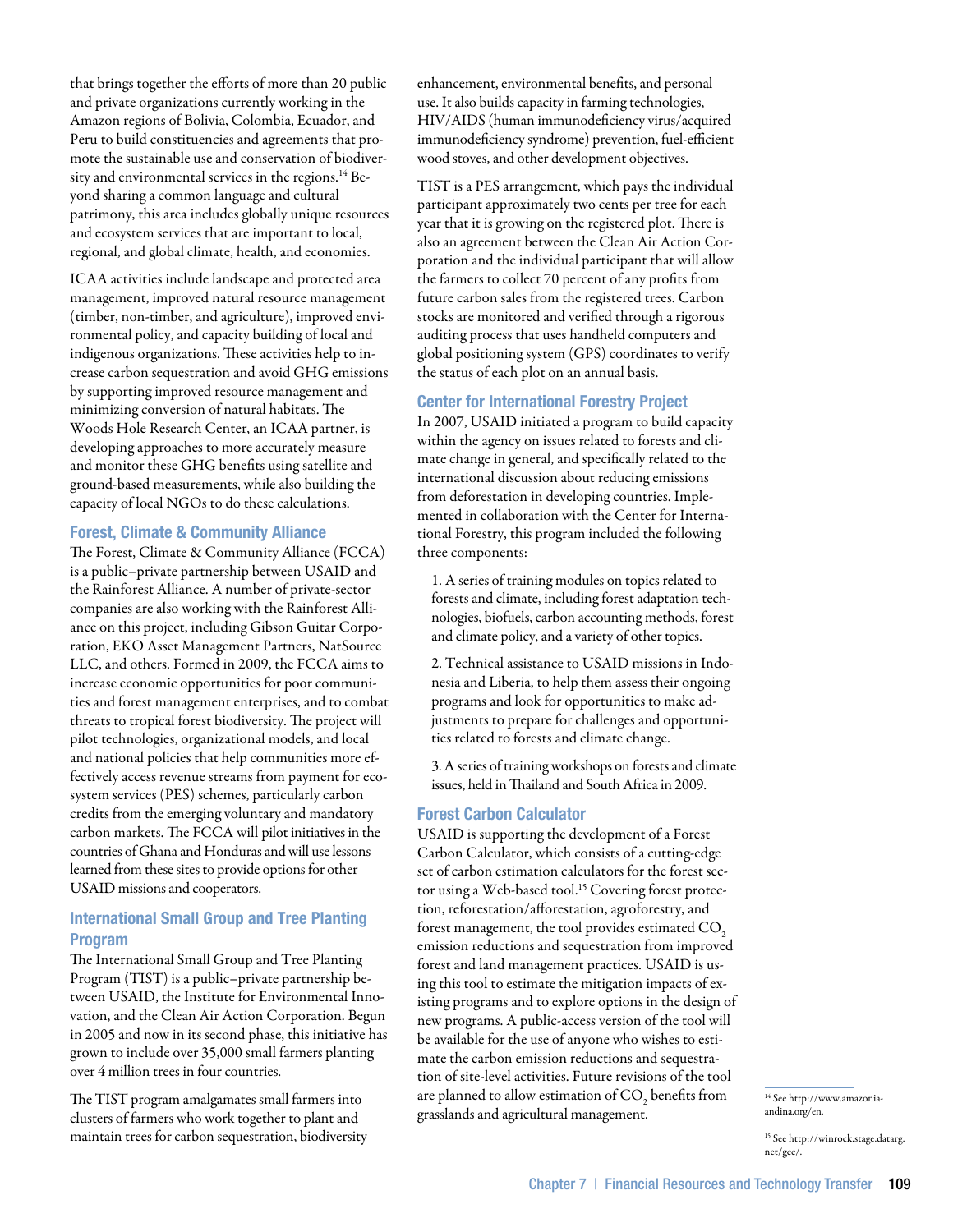that brings together the efforts of more than 20 public and private organizations currently working in the Amazon regions of Bolivia, Colombia, Ecuador, and Peru to build constituencies and agreements that promote the sustainable use and conservation of biodiversity and environmental services in the regions.[14] Beyond sharing a common language and cultural patrimony, this area includes globally unique resources and ecosystem services that are important to local, regional, and global climate, health, and economies.

ICAA activities include landscape and protected area management, improved natural resource management (timber, non-timber, and agriculture), improved environmental policy, and capacity building of local and indigenous organizations. These activities help to increase carbon sequestration and avoid GHG emissions by supporting improved resource management and minimizing conversion of natural habitats. The Woods Hole Research Center, an ICAA partner, is developing approaches to more accurately measure and monitor these GHG benefits using satellite and ground-based measurements, while also building the capacity of local NGOs to do these calculations.

### Forest, Climate & Community Alliance

The Forest, Climate & Community Alliance (FCCA) is a public–private partnership between USAID and the Rainforest Alliance. A number of private-sector companies are also working with the Rainforest Alliance on this project, including Gibson Guitar Corporation, EKO Asset Management Partners, NatSource LLC, and others. Formed in 2009, the FCCA aims to increase economic opportunities for poor communities and forest management enterprises, and to combat threats to tropical forest biodiversity. The project will pilot technologies, organizational models, and local and national policies that help communities more effectively access revenue streams from payment for ecosystem services (PES) schemes, particularly carbon credits from the emerging voluntary and mandatory carbon markets. The FCCA will pilot initiatives in the countries of Ghana and Honduras and will use lessons learned from these sites to provide options for other USAID missions and cooperators.

### International Small Group and Tree Planting Program

The International Small Group and Tree Planting Program (TIST) is a public–private partnership between USAID, the Institute for Environmental Innovation, and the Clean Air Action Corporation. Begun in 2005 and now in its second phase, this initiative has grown to include over 35,000 small farmers planting over 4 million trees in four countries.

The TIST program amalgamates small farmers into clusters of farmers who work together to plant and maintain trees for carbon sequestration, biodiversity enhancement, environmental benefits, and personal use. It also builds capacity in farming technologies, HIV/AIDS (human immunodeficiency virus/acquired immunodeficiency syndrome) prevention, fuel-efficient wood stoves, and other development objectives.

TIST is a PES arrangement, which pays the individual participant approximately two cents per tree for each year that it is growing on the registered plot. There is also an agreement between the Clean Air Action Corporation and the individual participant that will allow the farmers to collect 70 percent of any profits from future carbon sales from the registered trees. Carbon stocks are monitored and verified through a rigorous auditing process that uses handheld computers and global positioning system (GPS) coordinates to verify the status of each plot on an annual basis.

### Center for International Forestry Project

In 2007, USAID initiated a program to build capacity within the agency on issues related to forests and climate change in general, and specifically related to the international discussion about reducing emissions from deforestation in developing countries. Implemented in collaboration with the Center for International Forestry, this program included the following three components:

1. A series of training modules on topics related to forests and climate, including forest adaptation technologies, biofuels, carbon accounting methods, forest and climate policy, and a variety of other topics.

2. Technical assistance to USAID missions in Indonesia and Liberia, to help them assess their ongoing programs and look for opportunities to make adjustments to prepare for challenges and opportunities related to forests and climate change.

3. A series of training workshops on forests and climate issues, held in Thailand and South Africa in 2009.

### Forest Carbon Calculator

USAID is supporting the development of a Forest Carbon Calculator, which consists of a cutting-edge set of carbon estimation calculators for the forest sector using a Web-based tool.[15] Covering forest protection, reforestation/afforestation, agroforestry, and forest management, the tool provides estimated $CO_2$ emission reductions and sequestration from improved forest and land management practices. USAID is using this tool to estimate the mitigation impacts of existing programs and to explore options in the design of new programs. A public-access version of the tool will be available for the use of anyone who wishes to estimate the carbon emission reductions and sequestration of site-level activities. Future revisions of the tool are planned to allow estimation of $CO_2$ benefits from grasslands and agricultural management.

[14] See http://www.amazonia-andina.org/en.

[15] See http://winrock.stage.datarg.net/gcc/.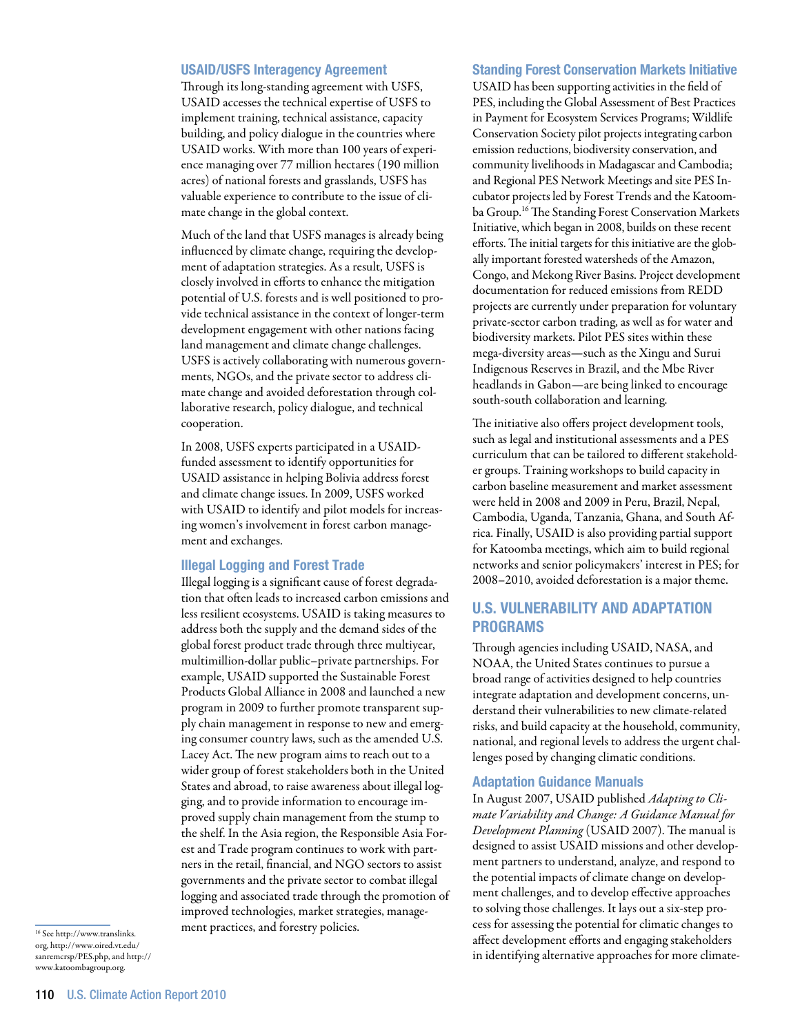### USAID/USFS Interagency Agreement

Through its long-standing agreement with USFS, USAID accesses the technical expertise of USFS to implement training, technical assistance, capacity building, and policy dialogue in the countries where USAID works. With more than 100 years of experience managing over 77 million hectares (190 million acres) of national forests and grasslands, USFS has valuable experience to contribute to the issue of climate change in the global context.

Much of the land that USFS manages is already being influenced by climate change, requiring the development of adaptation strategies. As a result, USFS is closely involved in efforts to enhance the mitigation potential of U.S. forests and is well positioned to provide technical assistance in the context of longer-term development engagement with other nations facing land management and climate change challenges. USFS is actively collaborating with numerous governments, NGOs, and the private sector to address climate change and avoided deforestation through collaborative research, policy dialogue, and technical cooperation.

In 2008, USFS experts participated in a USAID-funded assessment to identify opportunities for USAID assistance in helping Bolivia address forest and climate change issues. In 2009, USFS worked with USAID to identify and pilot models for increasing women's involvement in forest carbon management and exchanges.

### Illegal Logging and Forest Trade

Illegal logging is a significant cause of forest degradation that often leads to increased carbon emissions and less resilient ecosystems. USAID is taking measures to address both the supply and the demand sides of the global forest product trade through three multiyear, multimillion-dollar public–private partnerships. For example, USAID supported the Sustainable Forest Products Global Alliance in 2008 and launched a new program in 2009 to further promote transparent supply chain management in response to new and emerging consumer country laws, such as the amended U.S. Lacey Act. The new program aims to reach out to a wider group of forest stakeholders both in the United States and abroad, to raise awareness about illegal logging, and to provide information to encourage improved supply chain management from the stump to the shelf. In the Asia region, the Responsible Asia Forest and Trade program continues to work with partners in the retail, financial, and NGO sectors to assist governments and the private sector to combat illegal logging and associated trade through the promotion of improved technologies, market strategies, management practices, and forestry policies.

### Standing Forest Conservation Markets Initiative

USAID has been supporting activities in the field of PES, including the Global Assessment of Best Practices in Payment for Ecosystem Services Programs; Wildlife Conservation Society pilot projects integrating carbon emission reductions, biodiversity conservation, and community livelihoods in Madagascar and Cambodia; and Regional PES Network Meetings and site PES Incubator projects led by Forest Trends and the Katoomba Group.[16] The Standing Forest Conservation Markets Initiative, which began in 2008, builds on these recent efforts. The initial targets for this initiative are the globally important forested watersheds of the Amazon, Congo, and Mekong River Basins. Project development documentation for reduced emissions from REDD projects are currently under preparation for voluntary private-sector carbon trading, as well as for water and biodiversity markets. Pilot PES sites within these mega-diversity areas—such as the Xingu and Surui Indigenous Reserves in Brazil, and the Mbe River headlands in Gabon—are being linked to encourage south-south collaboration and learning.

The initiative also offers project development tools, such as legal and institutional assessments and a PES curriculum that can be tailored to different stakeholder groups. Training workshops to build capacity in carbon baseline measurement and market assessment were held in 2008 and 2009 in Peru, Brazil, Nepal, Cambodia, Uganda, Tanzania, Ghana, and South Africa. Finally, USAID is also providing partial support for Katoomba meetings, which aim to build regional networks and senior policymakers' interest in PES; for 2008–2010, avoided deforestation is a major theme.

## U.S. Vulnerability and Adaptation Programs

Through agencies including USAID, NASA, and NOAA, the United States continues to pursue a broad range of activities designed to help countries integrate adaptation and development concerns, understand their vulnerabilities to new climate-related risks, and build capacity at the household, community, national, and regional levels to address the urgent challenges posed by changing climatic conditions.

### Adaptation Guidance Manuals

In August 2007, USAID published *Adapting to Climate Variability and Change: A Guidance Manual for Development Planning* (USAID 2007). The manual is designed to assist USAID missions and other development partners to understand, analyze, and respond to the potential impacts of climate change on development challenges, and to develop effective approaches to solving those challenges. It lays out a six-step process for assessing the potential for climatic changes to affect development efforts and engaging stakeholders in identifying alternative approaches for more climate-

[16] See http://www.translinks.org, http://www.oired.vt.edu/sanremcrsp/PES.php, and http://www.katoombagroup.org.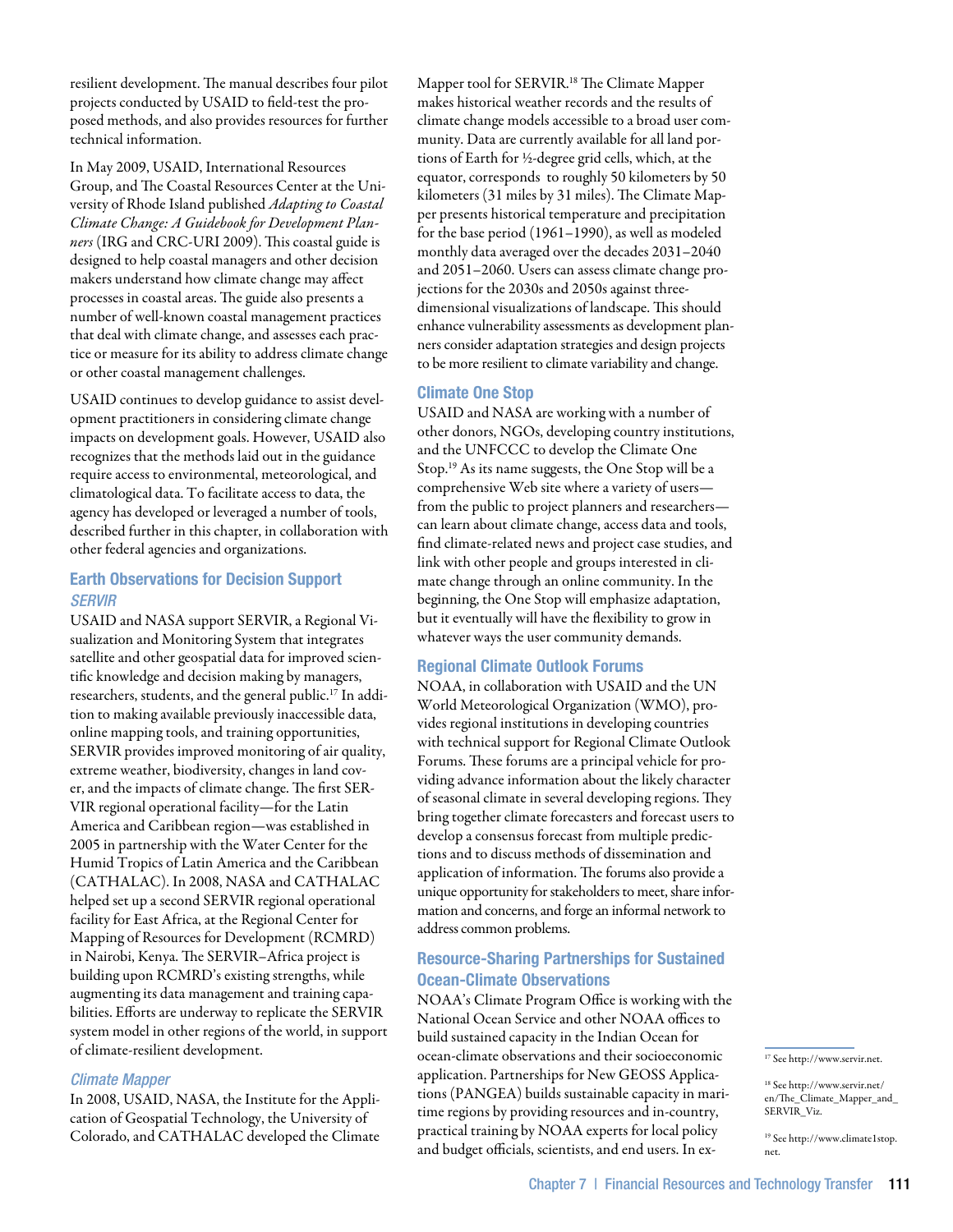resilient development. The manual describes four pilot projects conducted by USAID to field-test the proposed methods, and also provides resources for further technical information.

In May 2009, USAID, International Resources Group, and The Coastal Resources Center at the University of Rhode Island published *Adapting to Coastal Climate Change: A Guidebook for Development Planners* (IRG and CRC-URI 2009). This coastal guide is designed to help coastal managers and other decision makers understand how climate change may affect processes in coastal areas. The guide also presents a number of well-known coastal management practices that deal with climate change, and assesses each practice or measure for its ability to address climate change or other coastal management challenges.

USAID continues to develop guidance to assist development practitioners in considering climate change impacts on development goals. However, USAID also recognizes that the methods laid out in the guidance require access to environmental, meteorological, and climatological data. To facilitate access to data, the agency has developed or leveraged a number of tools, described further in this chapter, in collaboration with other federal agencies and organizations.

## Earth Observations for Decision Support

### *SERVIR*

USAID and NASA support SERVIR, a Regional Visualization and Monitoring System that integrates satellite and other geospatial data for improved scientific knowledge and decision making by managers, researchers, students, and the general public.[17] In addition to making available previously inaccessible data, online mapping tools, and training opportunities, SERVIR provides improved monitoring of air quality, extreme weather, biodiversity, changes in land cover, and the impacts of climate change. The first SERVIR regional operational facility—for the Latin America and Caribbean region—was established in 2005 in partnership with the Water Center for the Humid Tropics of Latin America and the Caribbean (CATHALAC). In 2008, NASA and CATHALAC helped set up a second SERVIR regional operational facility for East Africa, at the Regional Center for Mapping of Resources for Development (RCMRD) in Nairobi, Kenya. The SERVIR–Africa project is building upon RCMRD's existing strengths, while augmenting its data management and training capabilities. Efforts are underway to replicate the SERVIR system model in other regions of the world, in support of climate-resilient development.

### *Climate Mapper*

In 2008, USAID, NASA, the Institute for the Application of Geospatial Technology, the University of Colorado, and CATHALAC developed the Climate Mapper tool for SERVIR.[18] The Climate Mapper makes historical weather records and the results of climate change models accessible to a broad user community. Data are currently available for all land portions of Earth for ½-degree grid cells, which, at the equator, corresponds to roughly 50 kilometers by 50 kilometers (31 miles by 31 miles). The Climate Mapper presents historical temperature and precipitation for the base period (1961–1990), as well as modeled monthly data averaged over the decades 2031–2040 and 2051–2060. Users can assess climate change projections for the 2030s and 2050s against three-dimensional visualizations of landscape. This should enhance vulnerability assessments as development planners consider adaptation strategies and design projects to be more resilient to climate variability and change.

## Climate One Stop

USAID and NASA are working with a number of other donors, NGOs, developing country institutions, and the UNFCCC to develop the Climate One Stop.[19] As its name suggests, the One Stop will be a comprehensive Web site where a variety of users—from the public to project planners and researchers—can learn about climate change, access data and tools, find climate-related news and project case studies, and link with other people and groups interested in climate change through an online community. In the beginning, the One Stop will emphasize adaptation, but it eventually will have the flexibility to grow in whatever ways the user community demands.

## Regional Climate Outlook Forums

NOAA, in collaboration with USAID and the UN World Meteorological Organization (WMO), provides regional institutions in developing countries with technical support for Regional Climate Outlook Forums. These forums are a principal vehicle for providing advance information about the likely character of seasonal climate in several developing regions. They bring together climate forecasters and forecast users to develop a consensus forecast from multiple predictions and to discuss methods of dissemination and application of information. The forums also provide a unique opportunity for stakeholders to meet, share information and concerns, and forge an informal network to address common problems.

## Resource-Sharing Partnerships for Sustained Ocean-Climate Observations

NOAA's Climate Program Office is working with the National Ocean Service and other NOAA offices to build sustained capacity in the Indian Ocean for ocean-climate observations and their socioeconomic application. Partnerships for New GEOSS Applications (PANGEA) builds sustainable capacity in maritime regions by providing resources and in-country, practical training by NOAA experts for local policy and budget officials, scientists, and end users. In ex-

[17] See http://www.servir.net.

[18] See http://www.servir.net/en/The_Climate_Mapper_and_SERVIR_Viz.

[19] See http://www.climate1stop.net.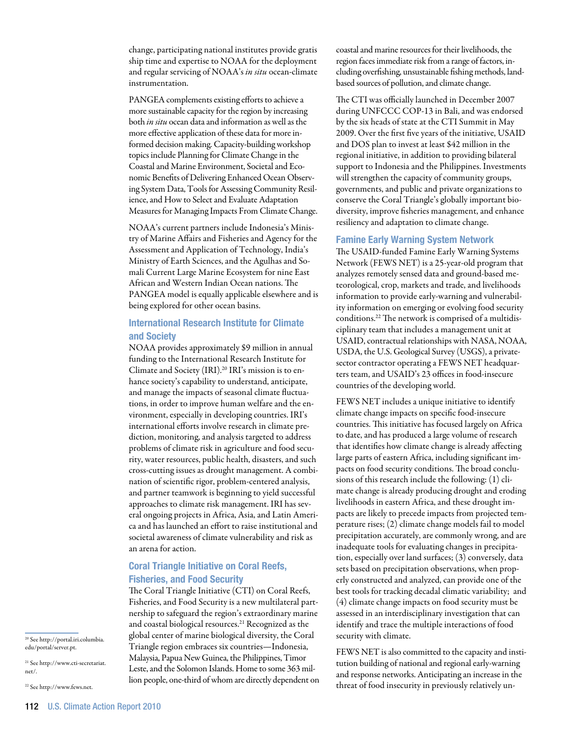change, participating national institutes provide gratis ship time and expertise to NOAA for the deployment and regular servicing of NOAA's *in situ* ocean-climate instrumentation.

PANGEA complements existing efforts to achieve a more sustainable capacity for the region by increasing both *in situ* ocean data and information as well as the more effective application of these data for more informed decision making. Capacity-building workshop topics include Planning for Climate Change in the Coastal and Marine Environment, Societal and Economic Benefits of Delivering Enhanced Ocean Observing System Data, Tools for Assessing Community Resilience, and How to Select and Evaluate Adaptation Measures for Managing Impacts From Climate Change.

NOAA's current partners include Indonesia's Ministry of Marine Affairs and Fisheries and Agency for the Assessment and Application of Technology, India's Ministry of Earth Sciences, and the Agulhas and Somali Current Large Marine Ecosystem for nine East African and Western Indian Ocean nations. The PANGEA model is equally applicable elsewhere and is being explored for other ocean basins.

### International Research Institute for Climate and Society

NOAA provides approximately $9 million in annual funding to the International Research Institute for Climate and Society (IRI).[20] IRI's mission is to enhance society's capability to understand, anticipate, and manage the impacts of seasonal climate fluctuations, in order to improve human welfare and the environment, especially in developing countries. IRI's international efforts involve research in climate prediction, monitoring, and analysis targeted to address problems of climate risk in agriculture and food security, water resources, public health, disasters, and such cross-cutting issues as drought management. A combination of scientific rigor, problem-centered analysis, and partner teamwork is beginning to yield successful approaches to climate risk management. IRI has several ongoing projects in Africa, Asia, and Latin America and has launched an effort to raise institutional and societal awareness of climate vulnerability and risk as an arena for action.

### Coral Triangle Initiative on Coral Reefs, Fisheries, and Food Security

The Coral Triangle Initiative (CTI) on Coral Reefs, Fisheries, and Food Security is a new multilateral partnership to safeguard the region's extraordinary marine and coastal biological resources.[21] Recognized as the global center of marine biological diversity, the Coral Triangle region embraces six countries—Indonesia, Malaysia, Papua New Guinea, the Philippines, Timor Leste, and the Solomon Islands. Home to some 363 million people, one-third of whom are directly dependent on coastal and marine resources for their livelihoods, the region faces immediate risk from a range of factors, including overfishing, unsustainable fishing methods, land-based sources of pollution, and climate change.

The CTI was officially launched in December 2007 during UNFCCC COP-13 in Bali, and was endorsed by the six heads of state at the CTI Summit in May 2009. Over the first five years of the initiative, USAID and DOS plan to invest at least $42 million in the regional initiative, in addition to providing bilateral support to Indonesia and the Philippines. Investments will strengthen the capacity of community groups, governments, and public and private organizations to conserve the Coral Triangle's globally important biodiversity, improve fisheries management, and enhance resiliency and adaptation to climate change.

### Famine Early Warning System Network

The USAID-funded Famine Early Warning Systems Network (FEWS NET) is a 25-year-old program that analyzes remotely sensed data and ground-based meteorological, crop, markets and trade, and livelihoods information to provide early-warning and vulnerability information on emerging or evolving food security conditions.[22] The network is comprised of a multidisciplinary team that includes a management unit at USAID, contractual relationships with NASA, NOAA, USDA, the U.S. Geological Survey (USGS), a private-sector contractor operating a FEWS NET headquarters team, and USAID's 23 offices in food-insecure countries of the developing world.

FEWS NET includes a unique initiative to identify climate change impacts on specific food-insecure countries. This initiative has focused largely on Africa to date, and has produced a large volume of research that identifies how climate change is already affecting large parts of eastern Africa, including significant impacts on food security conditions. The broad conclusions of this research include the following: (1) climate change is already producing drought and eroding livelihoods in eastern Africa, and these drought impacts are likely to precede impacts from projected temperature rises; (2) climate change models fail to model precipitation accurately, are commonly wrong, and are inadequate tools for evaluating changes in precipitation, especially over land surfaces; (3) conversely, data sets based on precipitation observations, when properly constructed and analyzed, can provide one of the best tools for tracking decadal climatic variability; and (4) climate change impacts on food security must be assessed in an interdisciplinary investigation that can identify and trace the multiple interactions of food security with climate.

FEWS NET is also committed to the capacity and institution building of national and regional early-warning and response networks. Anticipating an increase in the threat of food insecurity in previously relatively un-

[20] See http://portal.iri.columbia.edu/portal/server.pt.

[21] See http://www.cti-secretariat.net/.

[22] See http://www.fews.net.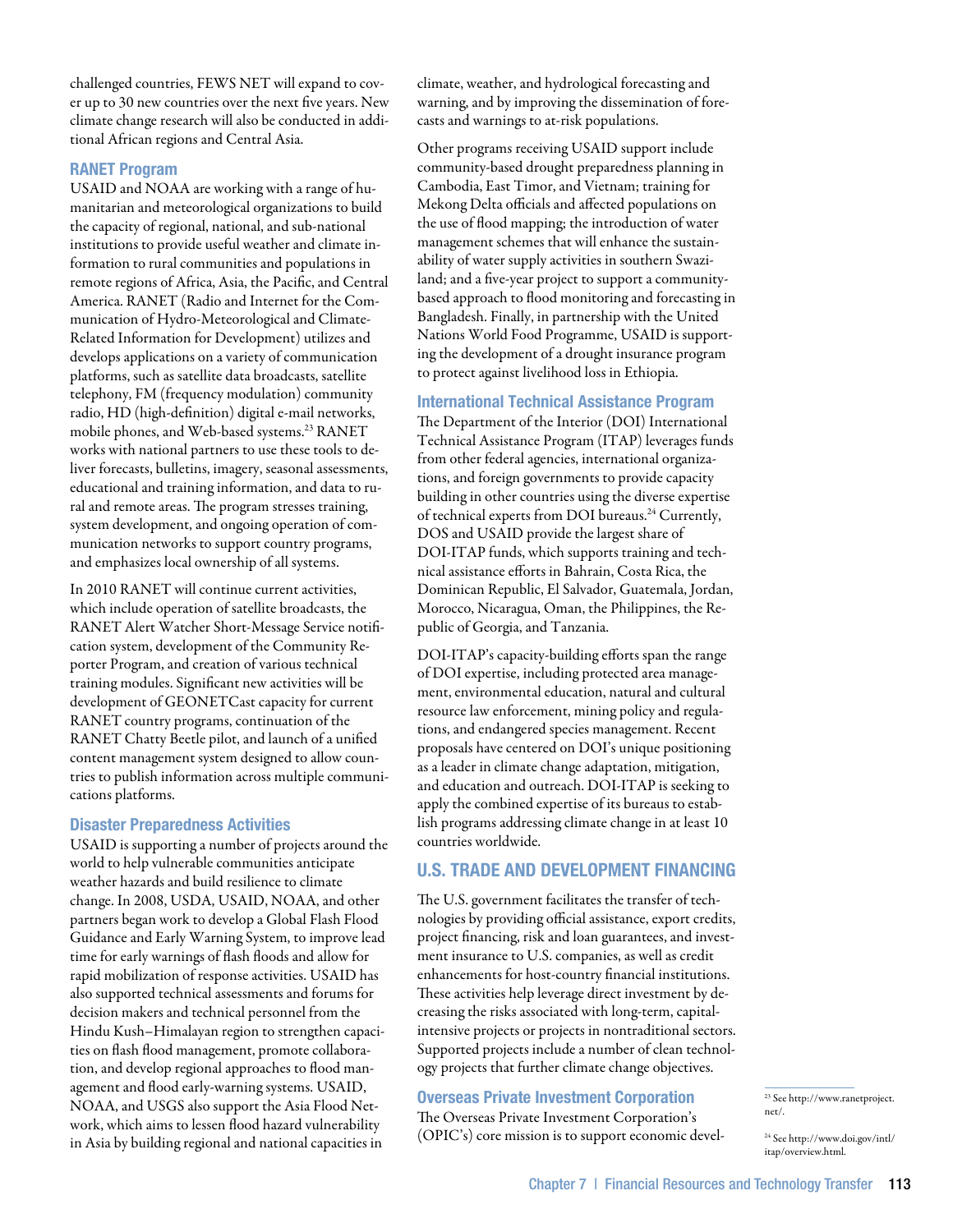challenged countries, FEWS NET will expand to cover up to 30 new countries over the next five years. New climate change research will also be conducted in additional African regions and Central Asia.

### RANET Program

USAID and NOAA are working with a range of humanitarian and meteorological organizations to build the capacity of regional, national, and sub-national institutions to provide useful weather and climate information to rural communities and populations in remote regions of Africa, Asia, the Pacific, and Central America. RANET (Radio and Internet for the Communication of Hydro-Meteorological and Climate-Related Information for Development) utilizes and develops applications on a variety of communication platforms, such as satellite data broadcasts, satellite telephony, FM (frequency modulation) community radio, HD (high-definition) digital e-mail networks, mobile phones, and Web-based systems.[23] RANET works with national partners to use these tools to deliver forecasts, bulletins, imagery, seasonal assessments, educational and training information, and data to rural and remote areas. The program stresses training, system development, and ongoing operation of communication networks to support country programs, and emphasizes local ownership of all systems.

In 2010 RANET will continue current activities, which include operation of satellite broadcasts, the RANET Alert Watcher Short-Message Service notification system, development of the Community Reporter Program, and creation of various technical training modules. Significant new activities will be development of GEONETCast capacity for current RANET country programs, continuation of the RANET Chatty Beetle pilot, and launch of a unified content management system designed to allow countries to publish information across multiple communications platforms.

### Disaster Preparedness Activities

USAID is supporting a number of projects around the world to help vulnerable communities anticipate weather hazards and build resilience to climate change. In 2008, USDA, USAID, NOAA, and other partners began work to develop a Global Flash Flood Guidance and Early Warning System, to improve lead time for early warnings of flash floods and allow for rapid mobilization of response activities. USAID has also supported technical assessments and forums for decision makers and technical personnel from the Hindu Kush–Himalayan region to strengthen capacities on flash flood management, promote collaboration, and develop regional approaches to flood management and flood early-warning systems. USAID, NOAA, and USGS also support the Asia Flood Network, which aims to lessen flood hazard vulnerability in Asia by building regional and national capacities in climate, weather, and hydrological forecasting and warning, and by improving the dissemination of forecasts and warnings to at-risk populations.

Other programs receiving USAID support include community-based drought preparedness planning in Cambodia, East Timor, and Vietnam; training for Mekong Delta officials and affected populations on the use of flood mapping; the introduction of water management schemes that will enhance the sustainability of water supply activities in southern Swaziland; and a five-year project to support a community-based approach to flood monitoring and forecasting in Bangladesh. Finally, in partnership with the United Nations World Food Programme, USAID is supporting the development of a drought insurance program to protect against livelihood loss in Ethiopia.

### International Technical Assistance Program

The Department of the Interior (DOI) International Technical Assistance Program (ITAP) leverages funds from other federal agencies, international organizations, and foreign governments to provide capacity building in other countries using the diverse expertise of technical experts from DOI bureaus.[24] Currently, DOS and USAID provide the largest share of DOI-ITAP funds, which supports training and technical assistance efforts in Bahrain, Costa Rica, the Dominican Republic, El Salvador, Guatemala, Jordan, Morocco, Nicaragua, Oman, the Philippines, the Republic of Georgia, and Tanzania.

DOI-ITAP's capacity-building efforts span the range of DOI expertise, including protected area management, environmental education, natural and cultural resource law enforcement, mining policy and regulations, and endangered species management. Recent proposals have centered on DOI's unique positioning as a leader in climate change adaptation, mitigation, and education and outreach. DOI-ITAP is seeking to apply the combined expertise of its bureaus to establish programs addressing climate change in at least 10 countries worldwide.

## U.S. TRADE AND DEVELOPMENT FINANCING

The U.S. government facilitates the transfer of technologies by providing official assistance, export credits, project financing, risk and loan guarantees, and investment insurance to U.S. companies, as well as credit enhancements for host-country financial institutions. These activities help leverage direct investment by decreasing the risks associated with long-term, capital-intensive projects or projects in nontraditional sectors. Supported projects include a number of clean technology projects that further climate change objectives.

### Overseas Private Investment Corporation

The Overseas Private Investment Corporation's (OPIC's) core mission is to support economic devel-

[23] See http://www.ranetproject.net/.

[24] See http://www.doi.gov/intl/itap/overview.html.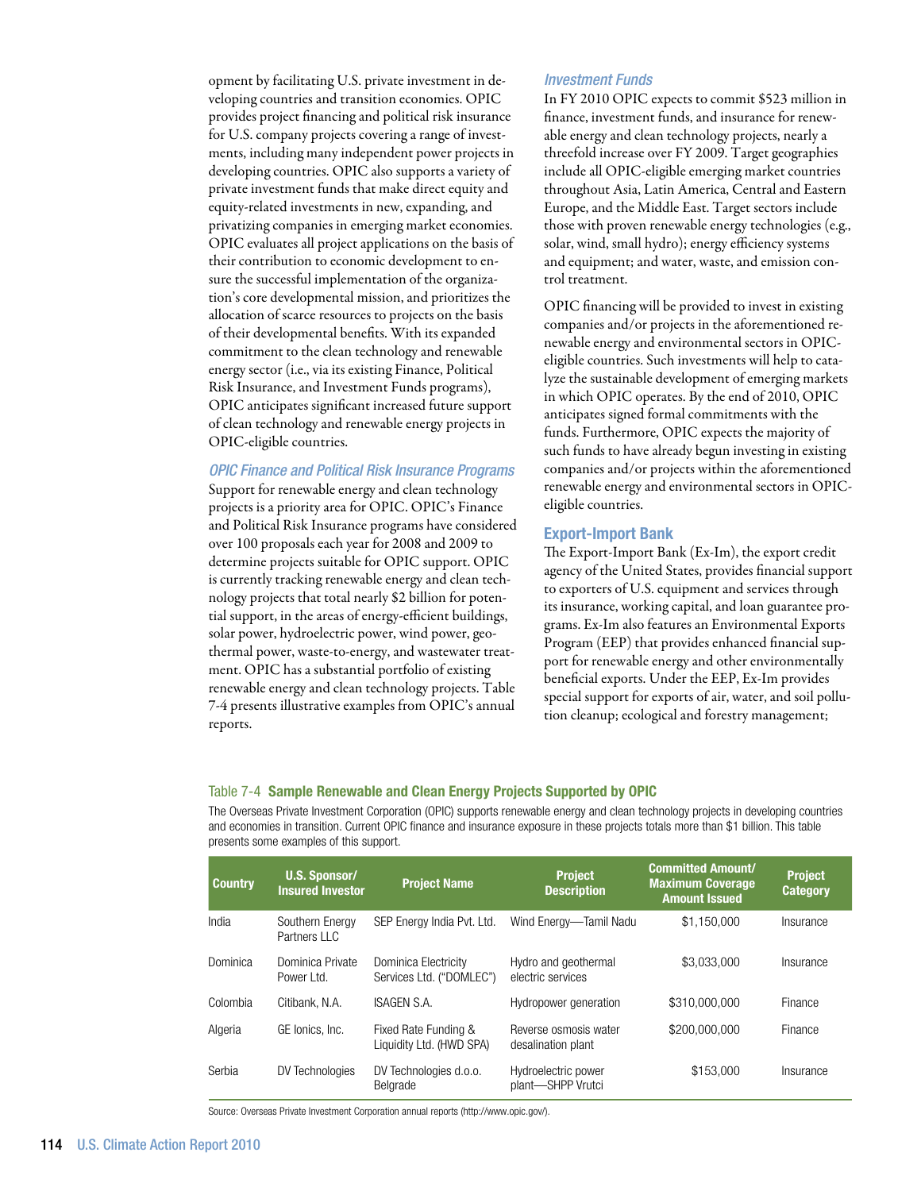opment by facilitating U.S. private investment in developing countries and transition economies. OPIC provides project financing and political risk insurance for U.S. company projects covering a range of investments, including many independent power projects in developing countries. OPIC also supports a variety of private investment funds that make direct equity and equity-related investments in new, expanding, and privatizing companies in emerging market economies. OPIC evaluates all project applications on the basis of their contribution to economic development to ensure the successful implementation of the organization's core developmental mission, and prioritizes the allocation of scarce resources to projects on the basis of their developmental benefits. With its expanded commitment to the clean technology and renewable energy sector (i.e., via its existing Finance, Political Risk Insurance, and Investment Funds programs), OPIC anticipates significant increased future support of clean technology and renewable energy projects in OPIC-eligible countries.

#### *OPIC Finance and Political Risk Insurance Programs*

Support for renewable energy and clean technology projects is a priority area for OPIC. OPIC's Finance and Political Risk Insurance programs have considered over 100 proposals each year for 2008 and 2009 to determine projects suitable for OPIC support. OPIC is currently tracking renewable energy and clean technology projects that total nearly $2 billion for potential support, in the areas of energy-efficient buildings, solar power, hydroelectric power, wind power, geothermal power, waste-to-energy, and wastewater treatment. OPIC has a substantial portfolio of existing renewable energy and clean technology projects. Table 7-4 presents illustrative examples from OPIC's annual reports.

#### *Investment Funds*

In FY 2010 OPIC expects to commit $523 million in finance, investment funds, and insurance for renewable energy and clean technology projects, nearly a threefold increase over FY 2009. Target geographies include all OPIC-eligible emerging market countries throughout Asia, Latin America, Central and Eastern Europe, and the Middle East. Target sectors include those with proven renewable energy technologies (e.g., solar, wind, small hydro); energy efficiency systems and equipment; and water, waste, and emission control treatment.

OPIC financing will be provided to invest in existing companies and/or projects in the aforementioned renewable energy and environmental sectors in OPIC-eligible countries. Such investments will help to catalyze the sustainable development of emerging markets in which OPIC operates. By the end of 2010, OPIC anticipates signed formal commitments with the funds. Furthermore, OPIC expects the majority of such funds to have already begun investing in existing companies and/or projects within the aforementioned renewable energy and environmental sectors in OPIC-eligible countries.

### Export-Import Bank

The Export-Import Bank (Ex-Im), the export credit agency of the United States, provides financial support to exporters of U.S. equipment and services through its insurance, working capital, and loan guarantee programs. Ex-Im also features an Environmental Exports Program (EEP) that provides enhanced financial support for renewable energy and other environmentally beneficial exports. Under the EEP, Ex-Im provides special support for exports of air, water, and soil pollution cleanup; ecological and forestry management;

Table 7-4 **Sample Renewable and Clean Energy Projects Supported by OPIC**

The Overseas Private Investment Corporation (OPIC) supports renewable energy and clean technology projects in developing countries and economies in transition. Current OPIC finance and insurance exposure in these projects totals more than $1 billion. This table presents some examples of this support.

| Country | U.S. Sponsor/ Insured Investor | Project Name | Project Description | Committed Amount/ Maximum Coverage Amount Issued | Project Category |
|---|---|---|---|---|---|
| India | Southern Energy Partners LLC | SEP Energy India Pvt. Ltd. | Wind Energy—Tamil Nadu | $1,150,000 | Insurance |
| Dominica | Dominica Private Power Ltd. | Dominica Electricity Services Ltd. ("DOMLEC") | Hydro and geothermal electric services | $3,033,000 | Insurance |
| Colombia | Citibank, N.A. | ISAGEN S.A. | Hydropower generation | $310,000,000 | Finance |
| Algeria | GE Ionics, Inc. | Fixed Rate Funding & Liquidity Ltd. (HWD SPA) | Reverse osmosis water desalination plant | $200,000,000 | Finance |
| Serbia | DV Technologies | DV Technologies d.o.o. Belgrade | Hydroelectric power plant—SHPP Vrutci | $153,000 | Insurance |

Source: Overseas Private Investment Corporation annual reports (http://www.opic.gov/).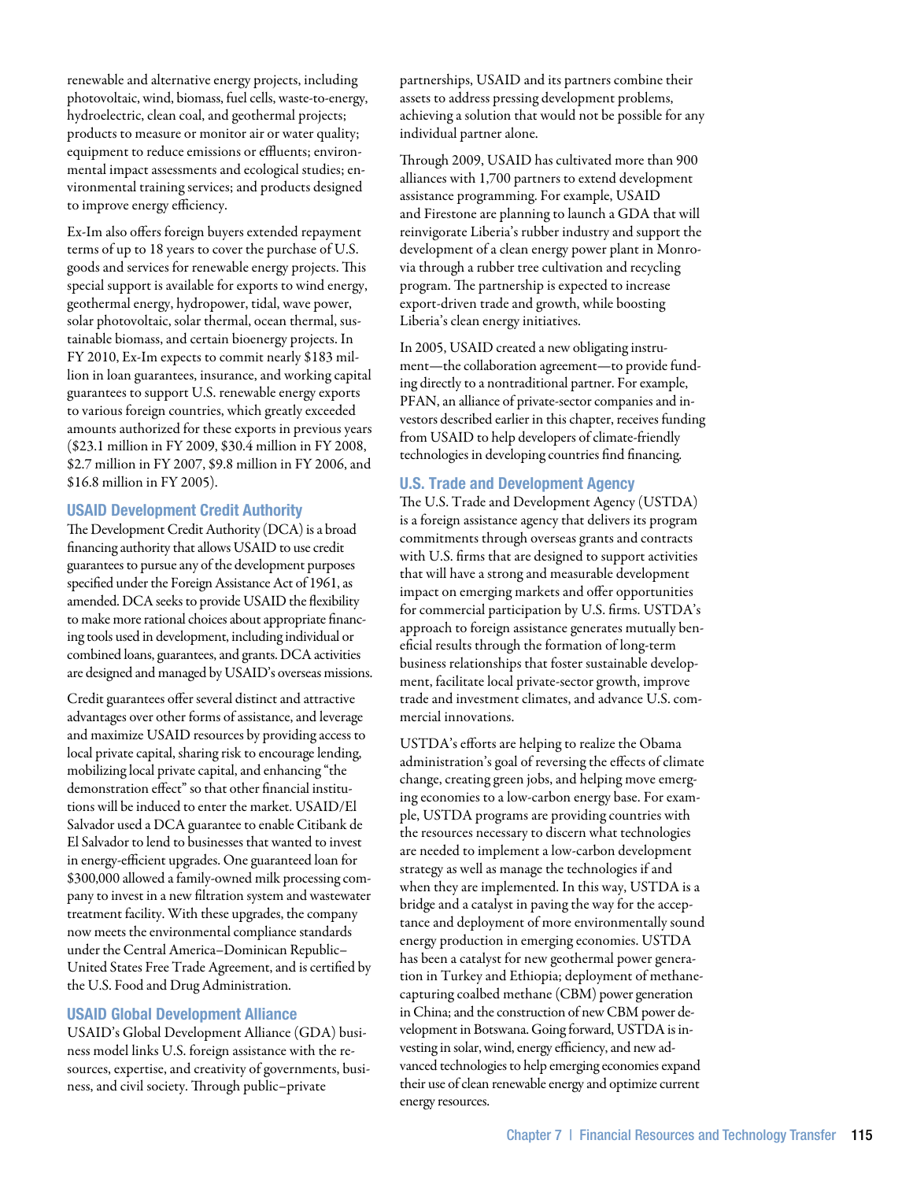renewable and alternative energy projects, including photovoltaic, wind, biomass, fuel cells, waste-to-energy, hydroelectric, clean coal, and geothermal projects; products to measure or monitor air or water quality; equipment to reduce emissions or effluents; environmental impact assessments and ecological studies; environmental training services; and products designed to improve energy efficiency.

Ex-Im also offers foreign buyers extended repayment terms of up to 18 years to cover the purchase of U.S. goods and services for renewable energy projects. This special support is available for exports to wind energy, geothermal energy, hydropower, tidal, wave power, solar photovoltaic, solar thermal, ocean thermal, sustainable biomass, and certain bioenergy projects. In FY 2010, Ex-Im expects to commit nearly $183 million in loan guarantees, insurance, and working capital guarantees to support U.S. renewable energy exports to various foreign countries, which greatly exceeded amounts authorized for these exports in previous years ($23.1 million in FY 2009, $30.4 million in FY 2008, $2.7 million in FY 2007, $9.8 million in FY 2006, and $16.8 million in FY 2005).

### USAID Development Credit Authority

The Development Credit Authority (DCA) is a broad financing authority that allows USAID to use credit guarantees to pursue any of the development purposes specified under the Foreign Assistance Act of 1961, as amended. DCA seeks to provide USAID the flexibility to make more rational choices about appropriate financing tools used in development, including individual or combined loans, guarantees, and grants. DCA activities are designed and managed by USAID's overseas missions.

Credit guarantees offer several distinct and attractive advantages over other forms of assistance, and leverage and maximize USAID resources by providing access to local private capital, sharing risk to encourage lending, mobilizing local private capital, and enhancing "the demonstration effect" so that other financial institutions will be induced to enter the market. USAID/El Salvador used a DCA guarantee to enable Citibank de El Salvador to lend to businesses that wanted to invest in energy-efficient upgrades. One guaranteed loan for $300,000 allowed a family-owned milk processing company to invest in a new filtration system and wastewater treatment facility. With these upgrades, the company now meets the environmental compliance standards under the Central America–Dominican Republic–United States Free Trade Agreement, and is certified by the U.S. Food and Drug Administration.

### USAID Global Development Alliance

USAID's Global Development Alliance (GDA) business model links U.S. foreign assistance with the resources, expertise, and creativity of governments, business, and civil society. Through public–private partnerships, USAID and its partners combine their assets to address pressing development problems, achieving a solution that would not be possible for any individual partner alone.

Through 2009, USAID has cultivated more than 900 alliances with 1,700 partners to extend development assistance programming. For example, USAID and Firestone are planning to launch a GDA that will reinvigorate Liberia's rubber industry and support the development of a clean energy power plant in Monrovia through a rubber tree cultivation and recycling program. The partnership is expected to increase export-driven trade and growth, while boosting Liberia's clean energy initiatives.

In 2005, USAID created a new obligating instrument—the collaboration agreement—to provide funding directly to a nontraditional partner. For example, PFAN, an alliance of private-sector companies and investors described earlier in this chapter, receives funding from USAID to help developers of climate-friendly technologies in developing countries find financing.

### U.S. Trade and Development Agency

The U.S. Trade and Development Agency (USTDA) is a foreign assistance agency that delivers its program commitments through overseas grants and contracts with U.S. firms that are designed to support activities that will have a strong and measurable development impact on emerging markets and offer opportunities for commercial participation by U.S. firms. USTDA's approach to foreign assistance generates mutually beneficial results through the formation of long-term business relationships that foster sustainable development, facilitate local private-sector growth, improve trade and investment climates, and advance U.S. commercial innovations.

USTDA's efforts are helping to realize the Obama administration's goal of reversing the effects of climate change, creating green jobs, and helping move emerging economies to a low-carbon energy base. For example, USTDA programs are providing countries with the resources necessary to discern what technologies are needed to implement a low-carbon development strategy as well as manage the technologies if and when they are implemented. In this way, USTDA is a bridge and a catalyst in paving the way for the acceptance and deployment of more environmentally sound energy production in emerging economies. USTDA has been a catalyst for new geothermal power generation in Turkey and Ethiopia; deployment of methane-capturing coalbed methane (CBM) power generation in China; and the construction of new CBM power development in Botswana. Going forward, USTDA is investing in solar, wind, energy efficiency, and new advanced technologies to help emerging economies expand their use of clean renewable energy and optimize current energy resources.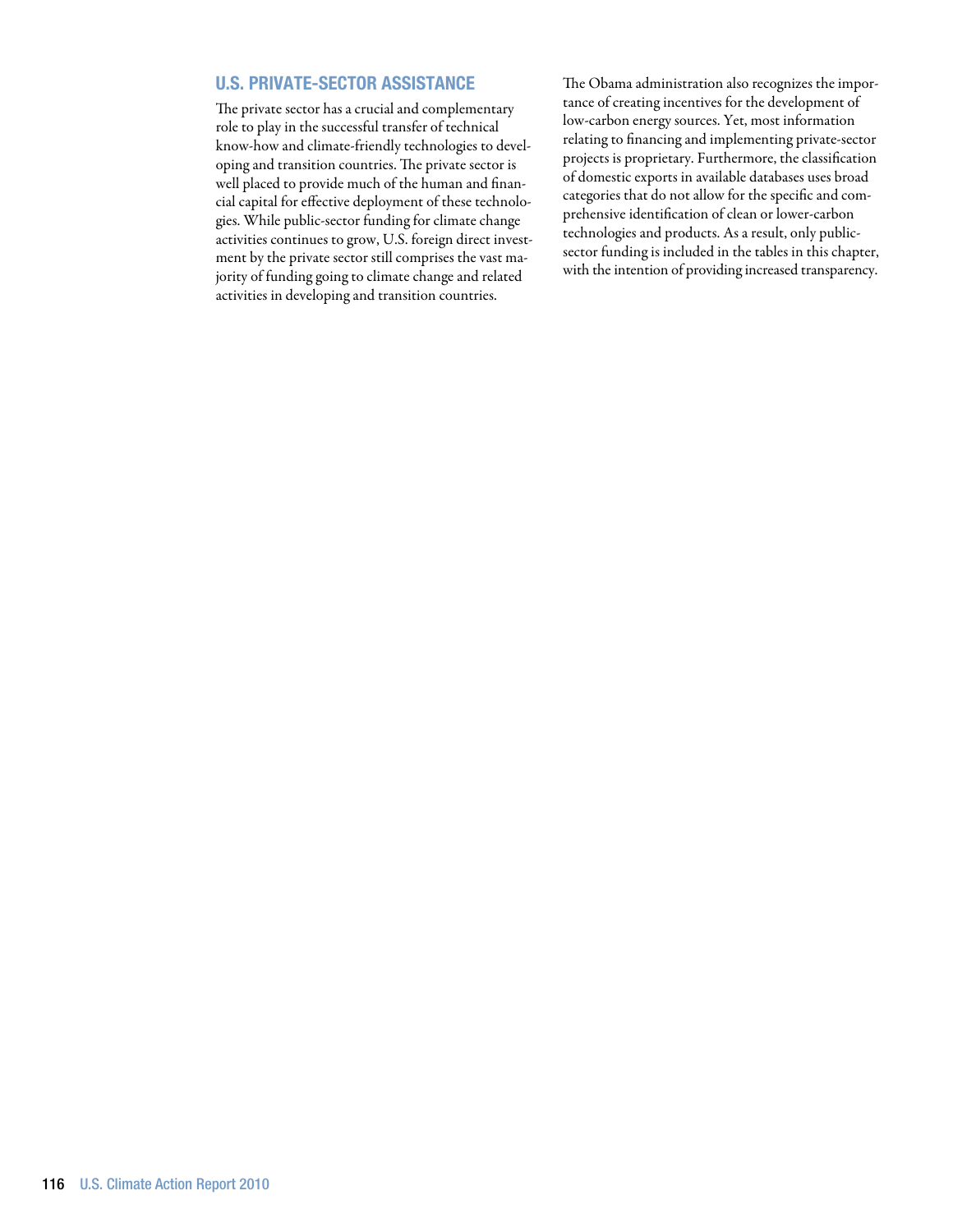## U.S. PRIVATE-SECTOR ASSISTANCE

The private sector has a crucial and complementary role to play in the successful transfer of technical know-how and climate-friendly technologies to developing and transition countries. The private sector is well placed to provide much of the human and financial capital for effective deployment of these technologies. While public-sector funding for climate change activities continues to grow, U.S. foreign direct investment by the private sector still comprises the vast majority of funding going to climate change and related activities in developing and transition countries.

The Obama administration also recognizes the importance of creating incentives for the development of low-carbon energy sources. Yet, most information relating to financing and implementing private-sector projects is proprietary. Furthermore, the classification of domestic exports in available databases uses broad categories that do not allow for the specific and comprehensive identification of clean or lower-carbon technologies and products. As a result, only public-sector funding is included in the tables in this chapter, with the intention of providing increased transparency.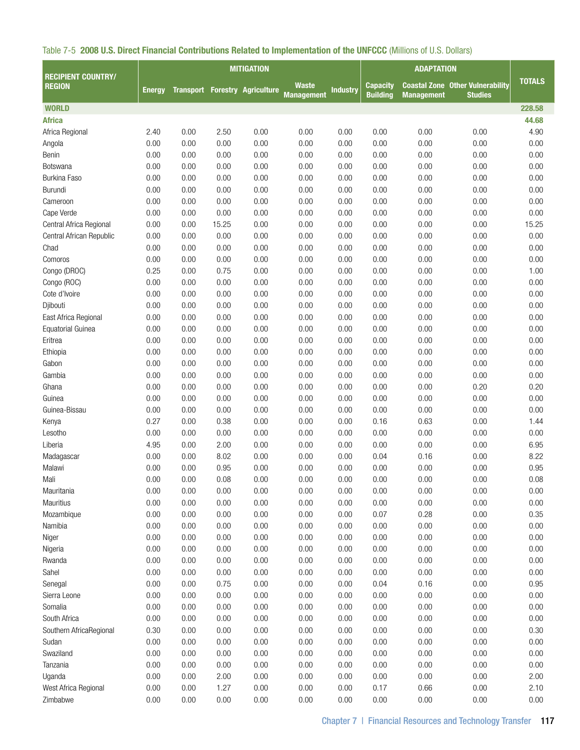Table 7-5 **2008 U.S. Direct Financial Contributions Related to Implementation of the UNFCCC** (Millions of U.S. Dollars)

| RECIPIENT COUNTRY/ REGION | MITIGATION | | | | | | ADAPTATION | | | TOTALS |
|---|---|---|---|---|---|---|---|---|---|---|
| | Energy | Transport | Forestry | Agriculture | Waste Management | Industry | Capacity Building | Coastal Zone Management | Other Vulnerability Studies | |
| **WORLD** | | | | | | | | | | **228.58** |
| **Africa** | | | | | | | | | | **44.68** |
| Africa Regional | 2.40 | 0.00 | 2.50 | 0.00 | 0.00 | 0.00 | 0.00 | 0.00 | 0.00 | 4.90 |
| Angola | 0.00 | 0.00 | 0.00 | 0.00 | 0.00 | 0.00 | 0.00 | 0.00 | 0.00 | 0.00 |
| Benin | 0.00 | 0.00 | 0.00 | 0.00 | 0.00 | 0.00 | 0.00 | 0.00 | 0.00 | 0.00 |
| Botswana | 0.00 | 0.00 | 0.00 | 0.00 | 0.00 | 0.00 | 0.00 | 0.00 | 0.00 | 0.00 |
| Burkina Faso | 0.00 | 0.00 | 0.00 | 0.00 | 0.00 | 0.00 | 0.00 | 0.00 | 0.00 | 0.00 |
| Burundi | 0.00 | 0.00 | 0.00 | 0.00 | 0.00 | 0.00 | 0.00 | 0.00 | 0.00 | 0.00 |
| Cameroon | 0.00 | 0.00 | 0.00 | 0.00 | 0.00 | 0.00 | 0.00 | 0.00 | 0.00 | 0.00 |
| Cape Verde | 0.00 | 0.00 | 0.00 | 0.00 | 0.00 | 0.00 | 0.00 | 0.00 | 0.00 | 0.00 |
| Central Africa Regional | 0.00 | 0.00 | 15.25 | 0.00 | 0.00 | 0.00 | 0.00 | 0.00 | 0.00 | 15.25 |
| Central African Republic | 0.00 | 0.00 | 0.00 | 0.00 | 0.00 | 0.00 | 0.00 | 0.00 | 0.00 | 0.00 |
| Chad | 0.00 | 0.00 | 0.00 | 0.00 | 0.00 | 0.00 | 0.00 | 0.00 | 0.00 | 0.00 |
| Comoros | 0.00 | 0.00 | 0.00 | 0.00 | 0.00 | 0.00 | 0.00 | 0.00 | 0.00 | 0.00 |
| Congo (DROC) | 0.25 | 0.00 | 0.75 | 0.00 | 0.00 | 0.00 | 0.00 | 0.00 | 0.00 | 1.00 |
| Congo (ROC) | 0.00 | 0.00 | 0.00 | 0.00 | 0.00 | 0.00 | 0.00 | 0.00 | 0.00 | 0.00 |
| Cote d'Ivoire | 0.00 | 0.00 | 0.00 | 0.00 | 0.00 | 0.00 | 0.00 | 0.00 | 0.00 | 0.00 |
| Djibouti | 0.00 | 0.00 | 0.00 | 0.00 | 0.00 | 0.00 | 0.00 | 0.00 | 0.00 | 0.00 |
| East Africa Regional | 0.00 | 0.00 | 0.00 | 0.00 | 0.00 | 0.00 | 0.00 | 0.00 | 0.00 | 0.00 |
| Equatorial Guinea | 0.00 | 0.00 | 0.00 | 0.00 | 0.00 | 0.00 | 0.00 | 0.00 | 0.00 | 0.00 |
| Eritrea | 0.00 | 0.00 | 0.00 | 0.00 | 0.00 | 0.00 | 0.00 | 0.00 | 0.00 | 0.00 |
| Ethiopia | 0.00 | 0.00 | 0.00 | 0.00 | 0.00 | 0.00 | 0.00 | 0.00 | 0.00 | 0.00 |
| Gabon | 0.00 | 0.00 | 0.00 | 0.00 | 0.00 | 0.00 | 0.00 | 0.00 | 0.00 | 0.00 |
| Gambia | 0.00 | 0.00 | 0.00 | 0.00 | 0.00 | 0.00 | 0.00 | 0.00 | 0.00 | 0.00 |
| Ghana | 0.00 | 0.00 | 0.00 | 0.00 | 0.00 | 0.00 | 0.00 | 0.00 | 0.20 | 0.20 |
| Guinea | 0.00 | 0.00 | 0.00 | 0.00 | 0.00 | 0.00 | 0.00 | 0.00 | 0.00 | 0.00 |
| Guinea-Bissau | 0.00 | 0.00 | 0.00 | 0.00 | 0.00 | 0.00 | 0.00 | 0.00 | 0.00 | 0.00 |
| Kenya | 0.27 | 0.00 | 0.38 | 0.00 | 0.00 | 0.00 | 0.16 | 0.63 | 0.00 | 1.44 |
| Lesotho | 0.00 | 0.00 | 0.00 | 0.00 | 0.00 | 0.00 | 0.00 | 0.00 | 0.00 | 0.00 |
| Liberia | 4.95 | 0.00 | 2.00 | 0.00 | 0.00 | 0.00 | 0.00 | 0.00 | 0.00 | 6.95 |
| Madagascar | 0.00 | 0.00 | 8.02 | 0.00 | 0.00 | 0.00 | 0.04 | 0.16 | 0.00 | 8.22 |
| Malawi | 0.00 | 0.00 | 0.95 | 0.00 | 0.00 | 0.00 | 0.00 | 0.00 | 0.00 | 0.95 |
| Mali | 0.00 | 0.00 | 0.08 | 0.00 | 0.00 | 0.00 | 0.00 | 0.00 | 0.00 | 0.08 |
| Mauritania | 0.00 | 0.00 | 0.00 | 0.00 | 0.00 | 0.00 | 0.00 | 0.00 | 0.00 | 0.00 |
| Mauritius | 0.00 | 0.00 | 0.00 | 0.00 | 0.00 | 0.00 | 0.00 | 0.00 | 0.00 | 0.00 |
| Mozambique | 0.00 | 0.00 | 0.00 | 0.00 | 0.00 | 0.00 | 0.07 | 0.28 | 0.00 | 0.35 |
| Namibia | 0.00 | 0.00 | 0.00 | 0.00 | 0.00 | 0.00 | 0.00 | 0.00 | 0.00 | 0.00 |
| Niger | 0.00 | 0.00 | 0.00 | 0.00 | 0.00 | 0.00 | 0.00 | 0.00 | 0.00 | 0.00 |
| Nigeria | 0.00 | 0.00 | 0.00 | 0.00 | 0.00 | 0.00 | 0.00 | 0.00 | 0.00 | 0.00 |
| Rwanda | 0.00 | 0.00 | 0.00 | 0.00 | 0.00 | 0.00 | 0.00 | 0.00 | 0.00 | 0.00 |
| Sahel | 0.00 | 0.00 | 0.00 | 0.00 | 0.00 | 0.00 | 0.00 | 0.00 | 0.00 | 0.00 |
| Senegal | 0.00 | 0.00 | 0.75 | 0.00 | 0.00 | 0.00 | 0.04 | 0.16 | 0.00 | 0.95 |
| Sierra Leone | 0.00 | 0.00 | 0.00 | 0.00 | 0.00 | 0.00 | 0.00 | 0.00 | 0.00 | 0.00 |
| Somalia | 0.00 | 0.00 | 0.00 | 0.00 | 0.00 | 0.00 | 0.00 | 0.00 | 0.00 | 0.00 |
| South Africa | 0.00 | 0.00 | 0.00 | 0.00 | 0.00 | 0.00 | 0.00 | 0.00 | 0.00 | 0.00 |
| Southern AfricaRegional | 0.30 | 0.00 | 0.00 | 0.00 | 0.00 | 0.00 | 0.00 | 0.00 | 0.00 | 0.30 |
| Sudan | 0.00 | 0.00 | 0.00 | 0.00 | 0.00 | 0.00 | 0.00 | 0.00 | 0.00 | 0.00 |
| Swaziland | 0.00 | 0.00 | 0.00 | 0.00 | 0.00 | 0.00 | 0.00 | 0.00 | 0.00 | 0.00 |
| Tanzania | 0.00 | 0.00 | 0.00 | 0.00 | 0.00 | 0.00 | 0.00 | 0.00 | 0.00 | 0.00 |
| Uganda | 0.00 | 0.00 | 2.00 | 0.00 | 0.00 | 0.00 | 0.00 | 0.00 | 0.00 | 2.00 |
| West Africa Regional | 0.00 | 0.00 | 1.27 | 0.00 | 0.00 | 0.00 | 0.17 | 0.66 | 0.00 | 2.10 |
| Zimbabwe | 0.00 | 0.00 | 0.00 | 0.00 | 0.00 | 0.00 | 0.00 | 0.00 | 0.00 | 0.00 |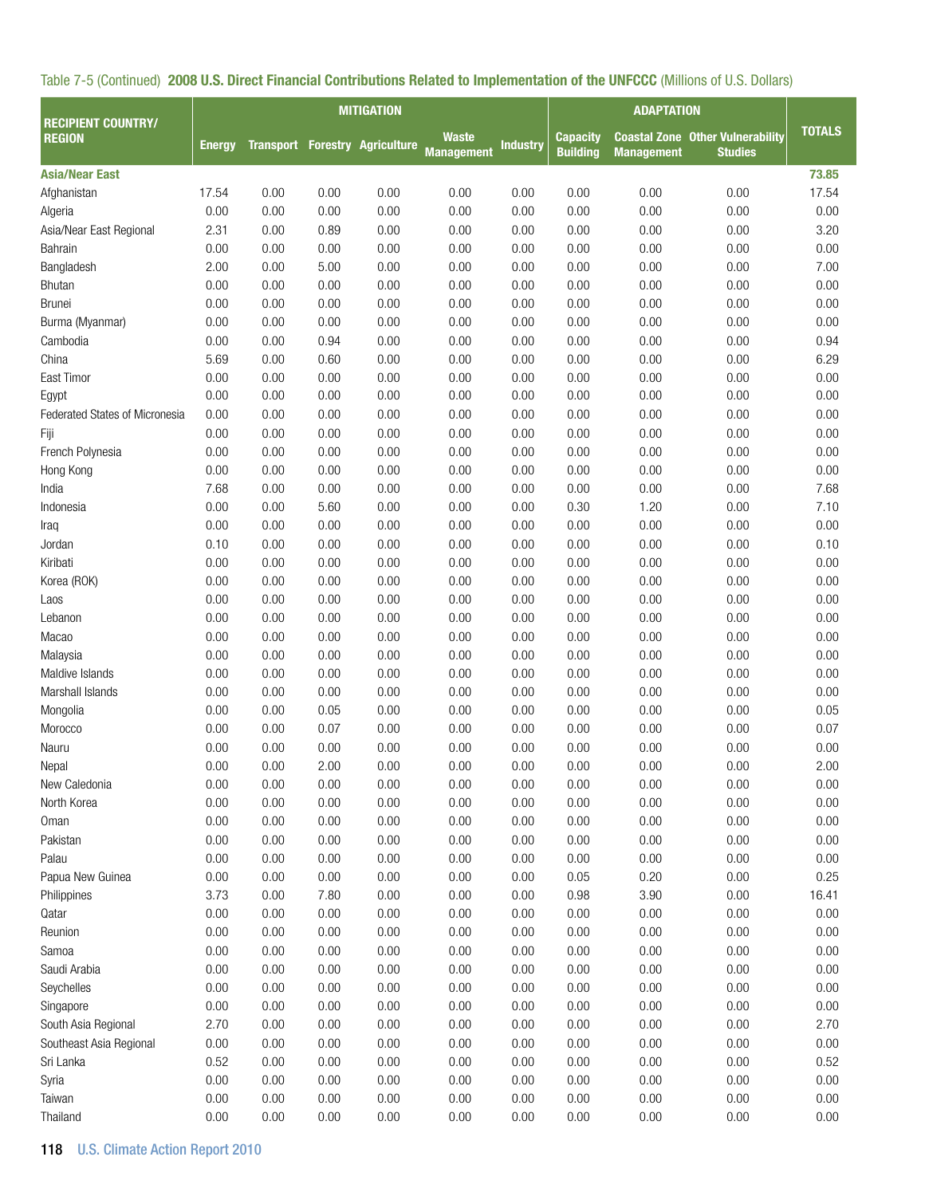Table 7-5 (Continued) **2008 U.S. Direct Financial Contributions Related to Implementation of the UNFCCC** (Millions of U.S. Dollars)

| RECIPIENT COUNTRY/ REGION | MITIGATION | | | | | | ADAPTATION | | | TOTALS |
|---|---|---|---|---|---|---|---|---|---|---|
| | Energy | Transport | Forestry | Agriculture | Waste Management | Industry | Capacity Building | Coastal Zone Management | Other Vulnerability Studies | |
| **Asia/Near East** | | | | | | | | | | **73.85** |
| Afghanistan | 17.54 | 0.00 | 0.00 | 0.00 | 0.00 | 0.00 | 0.00 | 0.00 | 0.00 | 17.54 |
| Algeria | 0.00 | 0.00 | 0.00 | 0.00 | 0.00 | 0.00 | 0.00 | 0.00 | 0.00 | 0.00 |
| Asia/Near East Regional | 2.31 | 0.00 | 0.89 | 0.00 | 0.00 | 0.00 | 0.00 | 0.00 | 0.00 | 3.20 |
| Bahrain | 0.00 | 0.00 | 0.00 | 0.00 | 0.00 | 0.00 | 0.00 | 0.00 | 0.00 | 0.00 |
| Bangladesh | 2.00 | 0.00 | 5.00 | 0.00 | 0.00 | 0.00 | 0.00 | 0.00 | 0.00 | 7.00 |
| Bhutan | 0.00 | 0.00 | 0.00 | 0.00 | 0.00 | 0.00 | 0.00 | 0.00 | 0.00 | 0.00 |
| Brunei | 0.00 | 0.00 | 0.00 | 0.00 | 0.00 | 0.00 | 0.00 | 0.00 | 0.00 | 0.00 |
| Burma (Myanmar) | 0.00 | 0.00 | 0.00 | 0.00 | 0.00 | 0.00 | 0.00 | 0.00 | 0.00 | 0.00 |
| Cambodia | 0.00 | 0.00 | 0.94 | 0.00 | 0.00 | 0.00 | 0.00 | 0.00 | 0.00 | 0.94 |
| China | 5.69 | 0.00 | 0.60 | 0.00 | 0.00 | 0.00 | 0.00 | 0.00 | 0.00 | 6.29 |
| East Timor | 0.00 | 0.00 | 0.00 | 0.00 | 0.00 | 0.00 | 0.00 | 0.00 | 0.00 | 0.00 |
| Egypt | 0.00 | 0.00 | 0.00 | 0.00 | 0.00 | 0.00 | 0.00 | 0.00 | 0.00 | 0.00 |
| Federated States of Micronesia | 0.00 | 0.00 | 0.00 | 0.00 | 0.00 | 0.00 | 0.00 | 0.00 | 0.00 | 0.00 |
| Fiji | 0.00 | 0.00 | 0.00 | 0.00 | 0.00 | 0.00 | 0.00 | 0.00 | 0.00 | 0.00 |
| French Polynesia | 0.00 | 0.00 | 0.00 | 0.00 | 0.00 | 0.00 | 0.00 | 0.00 | 0.00 | 0.00 |
| Hong Kong | 0.00 | 0.00 | 0.00 | 0.00 | 0.00 | 0.00 | 0.00 | 0.00 | 0.00 | 0.00 |
| India | 7.68 | 0.00 | 0.00 | 0.00 | 0.00 | 0.00 | 0.00 | 0.00 | 0.00 | 7.68 |
| Indonesia | 0.00 | 0.00 | 5.60 | 0.00 | 0.00 | 0.00 | 0.30 | 1.20 | 0.00 | 7.10 |
| Iraq | 0.00 | 0.00 | 0.00 | 0.00 | 0.00 | 0.00 | 0.00 | 0.00 | 0.00 | 0.00 |
| Jordan | 0.10 | 0.00 | 0.00 | 0.00 | 0.00 | 0.00 | 0.00 | 0.00 | 0.00 | 0.10 |
| Kiribati | 0.00 | 0.00 | 0.00 | 0.00 | 0.00 | 0.00 | 0.00 | 0.00 | 0.00 | 0.00 |
| Korea (ROK) | 0.00 | 0.00 | 0.00 | 0.00 | 0.00 | 0.00 | 0.00 | 0.00 | 0.00 | 0.00 |
| Laos | 0.00 | 0.00 | 0.00 | 0.00 | 0.00 | 0.00 | 0.00 | 0.00 | 0.00 | 0.00 |
| Lebanon | 0.00 | 0.00 | 0.00 | 0.00 | 0.00 | 0.00 | 0.00 | 0.00 | 0.00 | 0.00 |
| Macao | 0.00 | 0.00 | 0.00 | 0.00 | 0.00 | 0.00 | 0.00 | 0.00 | 0.00 | 0.00 |
| Malaysia | 0.00 | 0.00 | 0.00 | 0.00 | 0.00 | 0.00 | 0.00 | 0.00 | 0.00 | 0.00 |
| Maldive Islands | 0.00 | 0.00 | 0.00 | 0.00 | 0.00 | 0.00 | 0.00 | 0.00 | 0.00 | 0.00 |
| Marshall Islands | 0.00 | 0.00 | 0.00 | 0.00 | 0.00 | 0.00 | 0.00 | 0.00 | 0.00 | 0.00 |
| Mongolia | 0.00 | 0.00 | 0.05 | 0.00 | 0.00 | 0.00 | 0.00 | 0.00 | 0.00 | 0.05 |
| Morocco | 0.00 | 0.00 | 0.07 | 0.00 | 0.00 | 0.00 | 0.00 | 0.00 | 0.00 | 0.07 |
| Nauru | 0.00 | 0.00 | 0.00 | 0.00 | 0.00 | 0.00 | 0.00 | 0.00 | 0.00 | 0.00 |
| Nepal | 0.00 | 0.00 | 2.00 | 0.00 | 0.00 | 0.00 | 0.00 | 0.00 | 0.00 | 2.00 |
| New Caledonia | 0.00 | 0.00 | 0.00 | 0.00 | 0.00 | 0.00 | 0.00 | 0.00 | 0.00 | 0.00 |
| North Korea | 0.00 | 0.00 | 0.00 | 0.00 | 0.00 | 0.00 | 0.00 | 0.00 | 0.00 | 0.00 |
| Oman | 0.00 | 0.00 | 0.00 | 0.00 | 0.00 | 0.00 | 0.00 | 0.00 | 0.00 | 0.00 |
| Pakistan | 0.00 | 0.00 | 0.00 | 0.00 | 0.00 | 0.00 | 0.00 | 0.00 | 0.00 | 0.00 |
| Palau | 0.00 | 0.00 | 0.00 | 0.00 | 0.00 | 0.00 | 0.00 | 0.00 | 0.00 | 0.00 |
| Papua New Guinea | 0.00 | 0.00 | 0.00 | 0.00 | 0.00 | 0.00 | 0.05 | 0.20 | 0.00 | 0.25 |
| Philippines | 3.73 | 0.00 | 7.80 | 0.00 | 0.00 | 0.00 | 0.98 | 3.90 | 0.00 | 16.41 |
| Qatar | 0.00 | 0.00 | 0.00 | 0.00 | 0.00 | 0.00 | 0.00 | 0.00 | 0.00 | 0.00 |
| Reunion | 0.00 | 0.00 | 0.00 | 0.00 | 0.00 | 0.00 | 0.00 | 0.00 | 0.00 | 0.00 |
| Samoa | 0.00 | 0.00 | 0.00 | 0.00 | 0.00 | 0.00 | 0.00 | 0.00 | 0.00 | 0.00 |
| Saudi Arabia | 0.00 | 0.00 | 0.00 | 0.00 | 0.00 | 0.00 | 0.00 | 0.00 | 0.00 | 0.00 |
| Seychelles | 0.00 | 0.00 | 0.00 | 0.00 | 0.00 | 0.00 | 0.00 | 0.00 | 0.00 | 0.00 |
| Singapore | 0.00 | 0.00 | 0.00 | 0.00 | 0.00 | 0.00 | 0.00 | 0.00 | 0.00 | 0.00 |
| South Asia Regional | 2.70 | 0.00 | 0.00 | 0.00 | 0.00 | 0.00 | 0.00 | 0.00 | 0.00 | 2.70 |
| Southeast Asia Regional | 0.00 | 0.00 | 0.00 | 0.00 | 0.00 | 0.00 | 0.00 | 0.00 | 0.00 | 0.00 |
| Sri Lanka | 0.52 | 0.00 | 0.00 | 0.00 | 0.00 | 0.00 | 0.00 | 0.00 | 0.00 | 0.52 |
| Syria | 0.00 | 0.00 | 0.00 | 0.00 | 0.00 | 0.00 | 0.00 | 0.00 | 0.00 | 0.00 |
| Taiwan | 0.00 | 0.00 | 0.00 | 0.00 | 0.00 | 0.00 | 0.00 | 0.00 | 0.00 | 0.00 |
| Thailand | 0.00 | 0.00 | 0.00 | 0.00 | 0.00 | 0.00 | 0.00 | 0.00 | 0.00 | 0.00 |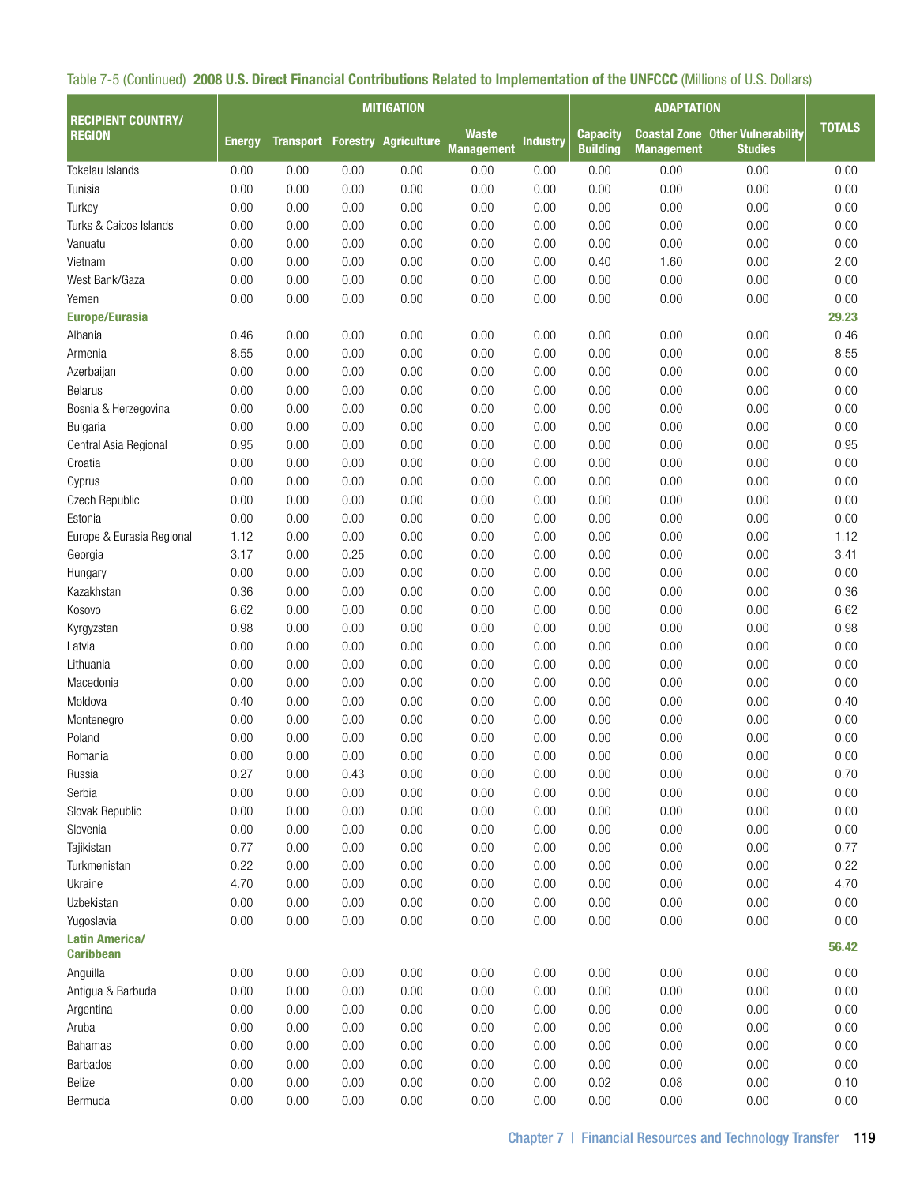Table 7-5 (Continued) **2008 U.S. Direct Financial Contributions Related to Implementation of the UNFCCC** (Millions of U.S. Dollars)

| RECIPIENT COUNTRY/ REGION | MITIGATION | | | | | | ADAPTATION | | | TOTALS |
|---|---|---|---|---|---|---|---|---|---|---|
| | Energy | Transport | Forestry | Agriculture | Waste Management | Industry | Capacity Building | Coastal Zone Management | Other Vulnerability Studies | |
| Tokelau Islands | 0.00 | 0.00 | 0.00 | 0.00 | 0.00 | 0.00 | 0.00 | 0.00 | 0.00 | 0.00 |
| Tunisia | 0.00 | 0.00 | 0.00 | 0.00 | 0.00 | 0.00 | 0.00 | 0.00 | 0.00 | 0.00 |
| Turkey | 0.00 | 0.00 | 0.00 | 0.00 | 0.00 | 0.00 | 0.00 | 0.00 | 0.00 | 0.00 |
| Turks & Caicos Islands | 0.00 | 0.00 | 0.00 | 0.00 | 0.00 | 0.00 | 0.00 | 0.00 | 0.00 | 0.00 |
| Vanuatu | 0.00 | 0.00 | 0.00 | 0.00 | 0.00 | 0.00 | 0.00 | 0.00 | 0.00 | 0.00 |
| Vietnam | 0.00 | 0.00 | 0.00 | 0.00 | 0.00 | 0.00 | 0.40 | 1.60 | 0.00 | 2.00 |
| West Bank/Gaza | 0.00 | 0.00 | 0.00 | 0.00 | 0.00 | 0.00 | 0.00 | 0.00 | 0.00 | 0.00 |
| Yemen | 0.00 | 0.00 | 0.00 | 0.00 | 0.00 | 0.00 | 0.00 | 0.00 | 0.00 | 0.00 |
| **Europe/Eurasia** | | | | | | | | | | **29.23** |
| Albania | 0.46 | 0.00 | 0.00 | 0.00 | 0.00 | 0.00 | 0.00 | 0.00 | 0.00 | 0.46 |
| Armenia | 8.55 | 0.00 | 0.00 | 0.00 | 0.00 | 0.00 | 0.00 | 0.00 | 0.00 | 8.55 |
| Azerbaijan | 0.00 | 0.00 | 0.00 | 0.00 | 0.00 | 0.00 | 0.00 | 0.00 | 0.00 | 0.00 |
| Belarus | 0.00 | 0.00 | 0.00 | 0.00 | 0.00 | 0.00 | 0.00 | 0.00 | 0.00 | 0.00 |
| Bosnia & Herzegovina | 0.00 | 0.00 | 0.00 | 0.00 | 0.00 | 0.00 | 0.00 | 0.00 | 0.00 | 0.00 |
| Bulgaria | 0.00 | 0.00 | 0.00 | 0.00 | 0.00 | 0.00 | 0.00 | 0.00 | 0.00 | 0.00 |
| Central Asia Regional | 0.95 | 0.00 | 0.00 | 0.00 | 0.00 | 0.00 | 0.00 | 0.00 | 0.00 | 0.95 |
| Croatia | 0.00 | 0.00 | 0.00 | 0.00 | 0.00 | 0.00 | 0.00 | 0.00 | 0.00 | 0.00 |
| Cyprus | 0.00 | 0.00 | 0.00 | 0.00 | 0.00 | 0.00 | 0.00 | 0.00 | 0.00 | 0.00 |
| Czech Republic | 0.00 | 0.00 | 0.00 | 0.00 | 0.00 | 0.00 | 0.00 | 0.00 | 0.00 | 0.00 |
| Estonia | 0.00 | 0.00 | 0.00 | 0.00 | 0.00 | 0.00 | 0.00 | 0.00 | 0.00 | 0.00 |
| Europe & Eurasia Regional | 1.12 | 0.00 | 0.00 | 0.00 | 0.00 | 0.00 | 0.00 | 0.00 | 0.00 | 1.12 |
| Georgia | 3.17 | 0.00 | 0.25 | 0.00 | 0.00 | 0.00 | 0.00 | 0.00 | 0.00 | 3.41 |
| Hungary | 0.00 | 0.00 | 0.00 | 0.00 | 0.00 | 0.00 | 0.00 | 0.00 | 0.00 | 0.00 |
| Kazakhstan | 0.36 | 0.00 | 0.00 | 0.00 | 0.00 | 0.00 | 0.00 | 0.00 | 0.00 | 0.36 |
| Kosovo | 6.62 | 0.00 | 0.00 | 0.00 | 0.00 | 0.00 | 0.00 | 0.00 | 0.00 | 6.62 |
| Kyrgyzstan | 0.98 | 0.00 | 0.00 | 0.00 | 0.00 | 0.00 | 0.00 | 0.00 | 0.00 | 0.98 |
| Latvia | 0.00 | 0.00 | 0.00 | 0.00 | 0.00 | 0.00 | 0.00 | 0.00 | 0.00 | 0.00 |
| Lithuania | 0.00 | 0.00 | 0.00 | 0.00 | 0.00 | 0.00 | 0.00 | 0.00 | 0.00 | 0.00 |
| Macedonia | 0.00 | 0.00 | 0.00 | 0.00 | 0.00 | 0.00 | 0.00 | 0.00 | 0.00 | 0.00 |
| Moldova | 0.40 | 0.00 | 0.00 | 0.00 | 0.00 | 0.00 | 0.00 | 0.00 | 0.00 | 0.40 |
| Montenegro | 0.00 | 0.00 | 0.00 | 0.00 | 0.00 | 0.00 | 0.00 | 0.00 | 0.00 | 0.00 |
| Poland | 0.00 | 0.00 | 0.00 | 0.00 | 0.00 | 0.00 | 0.00 | 0.00 | 0.00 | 0.00 |
| Romania | 0.00 | 0.00 | 0.00 | 0.00 | 0.00 | 0.00 | 0.00 | 0.00 | 0.00 | 0.00 |
| Russia | 0.27 | 0.00 | 0.43 | 0.00 | 0.00 | 0.00 | 0.00 | 0.00 | 0.00 | 0.70 |
| Serbia | 0.00 | 0.00 | 0.00 | 0.00 | 0.00 | 0.00 | 0.00 | 0.00 | 0.00 | 0.00 |
| Slovak Republic | 0.00 | 0.00 | 0.00 | 0.00 | 0.00 | 0.00 | 0.00 | 0.00 | 0.00 | 0.00 |
| Slovenia | 0.00 | 0.00 | 0.00 | 0.00 | 0.00 | 0.00 | 0.00 | 0.00 | 0.00 | 0.00 |
| Tajikistan | 0.77 | 0.00 | 0.00 | 0.00 | 0.00 | 0.00 | 0.00 | 0.00 | 0.00 | 0.77 |
| Turkmenistan | 0.22 | 0.00 | 0.00 | 0.00 | 0.00 | 0.00 | 0.00 | 0.00 | 0.00 | 0.22 |
| Ukraine | 4.70 | 0.00 | 0.00 | 0.00 | 0.00 | 0.00 | 0.00 | 0.00 | 0.00 | 4.70 |
| Uzbekistan | 0.00 | 0.00 | 0.00 | 0.00 | 0.00 | 0.00 | 0.00 | 0.00 | 0.00 | 0.00 |
| Yugoslavia | 0.00 | 0.00 | 0.00 | 0.00 | 0.00 | 0.00 | 0.00 | 0.00 | 0.00 | 0.00 |
| **Latin America/ Caribbean** | | | | | | | | | | **56.42** |
| Anguilla | 0.00 | 0.00 | 0.00 | 0.00 | 0.00 | 0.00 | 0.00 | 0.00 | 0.00 | 0.00 |
| Antigua & Barbuda | 0.00 | 0.00 | 0.00 | 0.00 | 0.00 | 0.00 | 0.00 | 0.00 | 0.00 | 0.00 |
| Argentina | 0.00 | 0.00 | 0.00 | 0.00 | 0.00 | 0.00 | 0.00 | 0.00 | 0.00 | 0.00 |
| Aruba | 0.00 | 0.00 | 0.00 | 0.00 | 0.00 | 0.00 | 0.00 | 0.00 | 0.00 | 0.00 |
| Bahamas | 0.00 | 0.00 | 0.00 | 0.00 | 0.00 | 0.00 | 0.00 | 0.00 | 0.00 | 0.00 |
| Barbados | 0.00 | 0.00 | 0.00 | 0.00 | 0.00 | 0.00 | 0.00 | 0.00 | 0.00 | 0.00 |
| Belize | 0.00 | 0.00 | 0.00 | 0.00 | 0.00 | 0.00 | 0.02 | 0.08 | 0.00 | 0.10 |
| Bermuda | 0.00 | 0.00 | 0.00 | 0.00 | 0.00 | 0.00 | 0.00 | 0.00 | 0.00 | 0.00 |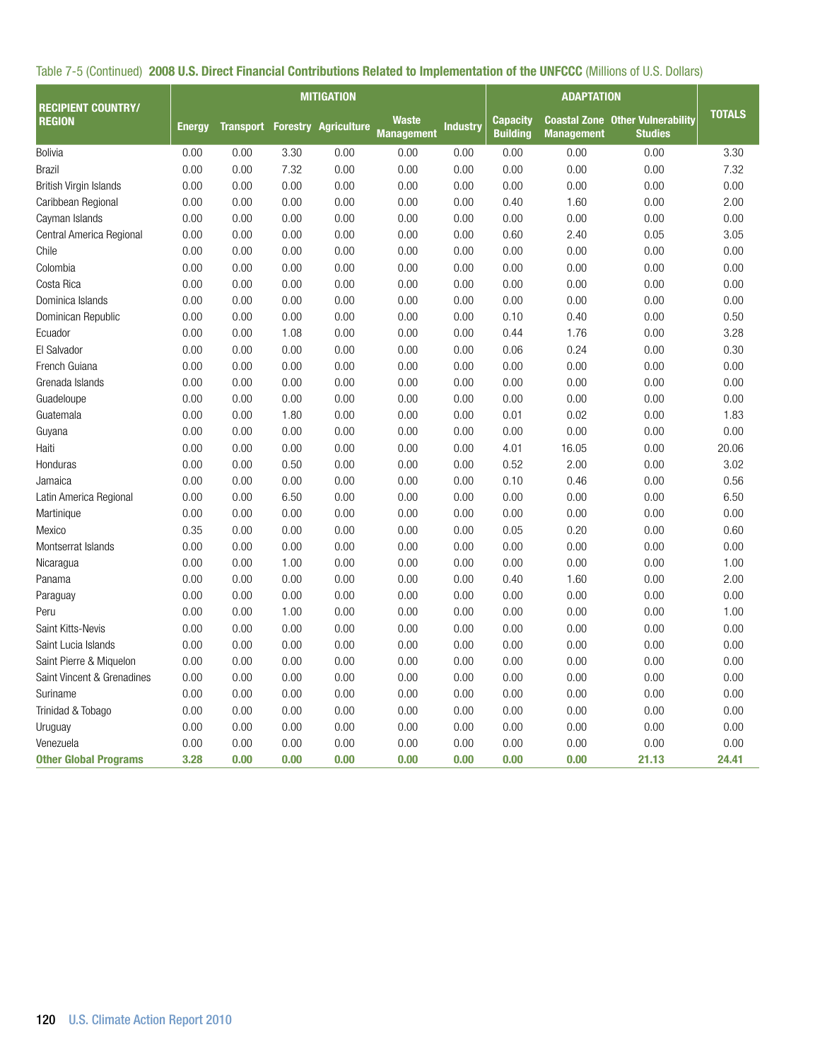Table 7-5 (Continued) **2008 U.S. Direct Financial Contributions Related to Implementation of the UNFCCC** (Millions of U.S. Dollars)

| RECIPIENT COUNTRY/ REGION | MITIGATION | | | | | | ADAPTATION | | | TOTALS |
|---|---|---|---|---|---|---|---|---|---|---|
| | Energy | Transport | Forestry | Agriculture | Waste Management | Industry | Capacity Building | Coastal Zone Management | Other Vulnerability Studies | |
| Bolivia | 0.00 | 0.00 | 3.30 | 0.00 | 0.00 | 0.00 | 0.00 | 0.00 | 0.00 | 3.30 |
| Brazil | 0.00 | 0.00 | 7.32 | 0.00 | 0.00 | 0.00 | 0.00 | 0.00 | 0.00 | 7.32 |
| British Virgin Islands | 0.00 | 0.00 | 0.00 | 0.00 | 0.00 | 0.00 | 0.00 | 0.00 | 0.00 | 0.00 |
| Caribbean Regional | 0.00 | 0.00 | 0.00 | 0.00 | 0.00 | 0.00 | 0.40 | 1.60 | 0.00 | 2.00 |
| Cayman Islands | 0.00 | 0.00 | 0.00 | 0.00 | 0.00 | 0.00 | 0.00 | 0.00 | 0.00 | 0.00 |
| Central America Regional | 0.00 | 0.00 | 0.00 | 0.00 | 0.00 | 0.00 | 0.60 | 2.40 | 0.05 | 3.05 |
| Chile | 0.00 | 0.00 | 0.00 | 0.00 | 0.00 | 0.00 | 0.00 | 0.00 | 0.00 | 0.00 |
| Colombia | 0.00 | 0.00 | 0.00 | 0.00 | 0.00 | 0.00 | 0.00 | 0.00 | 0.00 | 0.00 |
| Costa Rica | 0.00 | 0.00 | 0.00 | 0.00 | 0.00 | 0.00 | 0.00 | 0.00 | 0.00 | 0.00 |
| Dominica Islands | 0.00 | 0.00 | 0.00 | 0.00 | 0.00 | 0.00 | 0.00 | 0.00 | 0.00 | 0.00 |
| Dominican Republic | 0.00 | 0.00 | 0.00 | 0.00 | 0.00 | 0.00 | 0.10 | 0.40 | 0.00 | 0.50 |
| Ecuador | 0.00 | 0.00 | 1.08 | 0.00 | 0.00 | 0.00 | 0.44 | 1.76 | 0.00 | 3.28 |
| El Salvador | 0.00 | 0.00 | 0.00 | 0.00 | 0.00 | 0.00 | 0.06 | 0.24 | 0.00 | 0.30 |
| French Guiana | 0.00 | 0.00 | 0.00 | 0.00 | 0.00 | 0.00 | 0.00 | 0.00 | 0.00 | 0.00 |
| Grenada Islands | 0.00 | 0.00 | 0.00 | 0.00 | 0.00 | 0.00 | 0.00 | 0.00 | 0.00 | 0.00 |
| Guadeloupe | 0.00 | 0.00 | 0.00 | 0.00 | 0.00 | 0.00 | 0.00 | 0.00 | 0.00 | 0.00 |
| Guatemala | 0.00 | 0.00 | 1.80 | 0.00 | 0.00 | 0.00 | 0.01 | 0.02 | 0.00 | 1.83 |
| Guyana | 0.00 | 0.00 | 0.00 | 0.00 | 0.00 | 0.00 | 0.00 | 0.00 | 0.00 | 0.00 |
| Haiti | 0.00 | 0.00 | 0.00 | 0.00 | 0.00 | 0.00 | 4.01 | 16.05 | 0.00 | 20.06 |
| Honduras | 0.00 | 0.00 | 0.50 | 0.00 | 0.00 | 0.00 | 0.52 | 2.00 | 0.00 | 3.02 |
| Jamaica | 0.00 | 0.00 | 0.00 | 0.00 | 0.00 | 0.00 | 0.10 | 0.46 | 0.00 | 0.56 |
| Latin America Regional | 0.00 | 0.00 | 6.50 | 0.00 | 0.00 | 0.00 | 0.00 | 0.00 | 0.00 | 6.50 |
| Martinique | 0.00 | 0.00 | 0.00 | 0.00 | 0.00 | 0.00 | 0.00 | 0.00 | 0.00 | 0.00 |
| Mexico | 0.35 | 0.00 | 0.00 | 0.00 | 0.00 | 0.00 | 0.05 | 0.20 | 0.00 | 0.60 |
| Montserrat Islands | 0.00 | 0.00 | 0.00 | 0.00 | 0.00 | 0.00 | 0.00 | 0.00 | 0.00 | 0.00 |
| Nicaragua | 0.00 | 0.00 | 1.00 | 0.00 | 0.00 | 0.00 | 0.00 | 0.00 | 0.00 | 1.00 |
| Panama | 0.00 | 0.00 | 0.00 | 0.00 | 0.00 | 0.00 | 0.40 | 1.60 | 0.00 | 2.00 |
| Paraguay | 0.00 | 0.00 | 0.00 | 0.00 | 0.00 | 0.00 | 0.00 | 0.00 | 0.00 | 0.00 |
| Peru | 0.00 | 0.00 | 1.00 | 0.00 | 0.00 | 0.00 | 0.00 | 0.00 | 0.00 | 1.00 |
| Saint Kitts-Nevis | 0.00 | 0.00 | 0.00 | 0.00 | 0.00 | 0.00 | 0.00 | 0.00 | 0.00 | 0.00 |
| Saint Lucia Islands | 0.00 | 0.00 | 0.00 | 0.00 | 0.00 | 0.00 | 0.00 | 0.00 | 0.00 | 0.00 |
| Saint Pierre & Miquelon | 0.00 | 0.00 | 0.00 | 0.00 | 0.00 | 0.00 | 0.00 | 0.00 | 0.00 | 0.00 |
| Saint Vincent & Grenadines | 0.00 | 0.00 | 0.00 | 0.00 | 0.00 | 0.00 | 0.00 | 0.00 | 0.00 | 0.00 |
| Suriname | 0.00 | 0.00 | 0.00 | 0.00 | 0.00 | 0.00 | 0.00 | 0.00 | 0.00 | 0.00 |
| Trinidad & Tobago | 0.00 | 0.00 | 0.00 | 0.00 | 0.00 | 0.00 | 0.00 | 0.00 | 0.00 | 0.00 |
| Uruguay | 0.00 | 0.00 | 0.00 | 0.00 | 0.00 | 0.00 | 0.00 | 0.00 | 0.00 | 0.00 |
| Venezuela | 0.00 | 0.00 | 0.00 | 0.00 | 0.00 | 0.00 | 0.00 | 0.00 | 0.00 | 0.00 |
| **Other Global Programs** | **3.28** | **0.00** | **0.00** | **0.00** | **0.00** | **0.00** | **0.00** | **0.00** | **21.13** | **24.41** |